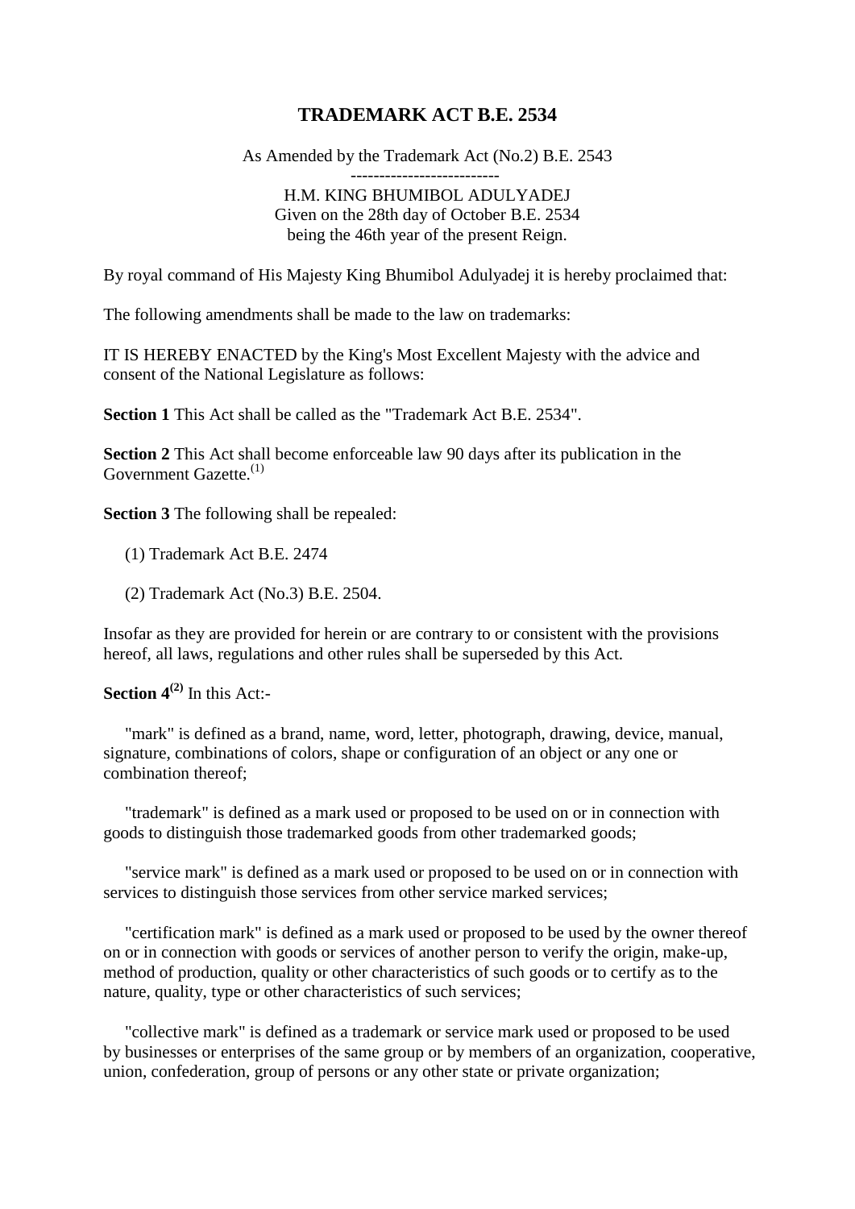# TRADEMARK ACT B.E. 2534

As Amended by the Trademark Act (No.2) B.E. 2543

--------------------------

H.M. KING BHUMIBOL ADULYADEJ
Given on the 28th day of October B.E. 2534
being the 46th year of the present Reign.

By royal command of His Majesty King Bhumibol Adulyadej it is hereby proclaimed that:

The following amendments shall be made to the law on trademarks:

IT IS HEREBY ENACTED by the King's Most Excellent Majesty with the advice and consent of the National Legislature as follows:

**Section 1** This Act shall be called as the "Trademark Act B.E. 2534".

**Section 2** This Act shall become enforceable law 90 days after its publication in the Government Gazette.[(1)]

**Section 3** The following shall be repealed:

(1) Trademark Act B.E. 2474

(2) Trademark Act (No.3) B.E. 2504.

Insofar as they are provided for herein or are contrary to or consistent with the provisions hereof, all laws, regulations and other rules shall be superseded by this Act.

**Section 4[(2)]** In this Act:-

"mark" is defined as a brand, name, word, letter, photograph, drawing, device, manual, signature, combinations of colors, shape or configuration of an object or any one or combination thereof;

"trademark" is defined as a mark used or proposed to be used on or in connection with goods to distinguish those trademarked goods from other trademarked goods;

"service mark" is defined as a mark used or proposed to be used on or in connection with services to distinguish those services from other service marked services;

"certification mark" is defined as a mark used or proposed to be used by the owner thereof on or in connection with goods or services of another person to verify the origin, make-up, method of production, quality or other characteristics of such goods or to certify as to the nature, quality, type or other characteristics of such services;

"collective mark" is defined as a trademark or service mark used or proposed to be used by businesses or enterprises of the same group or by members of an organization, cooperative, union, confederation, group of persons or any other state or private organization;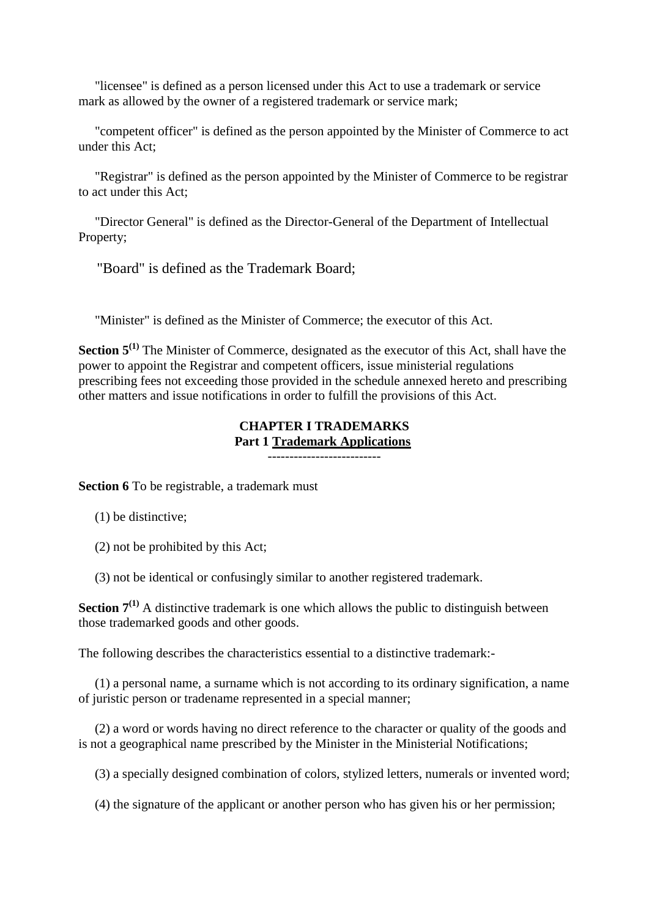"licensee" is defined as a person licensed under this Act to use a trademark or service mark as allowed by the owner of a registered trademark or service mark;

"competent officer" is defined as the person appointed by the Minister of Commerce to act under this Act;

"Registrar" is defined as the person appointed by the Minister of Commerce to be registrar to act under this Act;

"Director General" is defined as the Director-General of the Department of Intellectual Property;

"Board" is defined as the Trademark Board;

"Minister" is defined as the Minister of Commerce; the executor of this Act.

**Section 5**[(1)] The Minister of Commerce, designated as the executor of this Act, shall have the power to appoint the Registrar and competent officers, issue ministerial regulations prescribing fees not exceeding those provided in the schedule annexed hereto and prescribing other matters and issue notifications in order to fulfill the provisions of this Act.

## CHAPTER I TRADEMARKS

### Part 1 Trademark Applications

-------------------------

**Section 6** To be registrable, a trademark must

(1) be distinctive;

(2) not be prohibited by this Act;

(3) not be identical or confusingly similar to another registered trademark.

**Section 7**[(1)] A distinctive trademark is one which allows the public to distinguish between those trademarked goods and other goods.

The following describes the characteristics essential to a distinctive trademark:-

(1) a personal name, a surname which is not according to its ordinary signification, a name of juristic person or tradename represented in a special manner;

(2) a word or words having no direct reference to the character or quality of the goods and is not a geographical name prescribed by the Minister in the Ministerial Notifications;

(3) a specially designed combination of colors, stylized letters, numerals or invented word;

(4) the signature of the applicant or another person who has given his or her permission;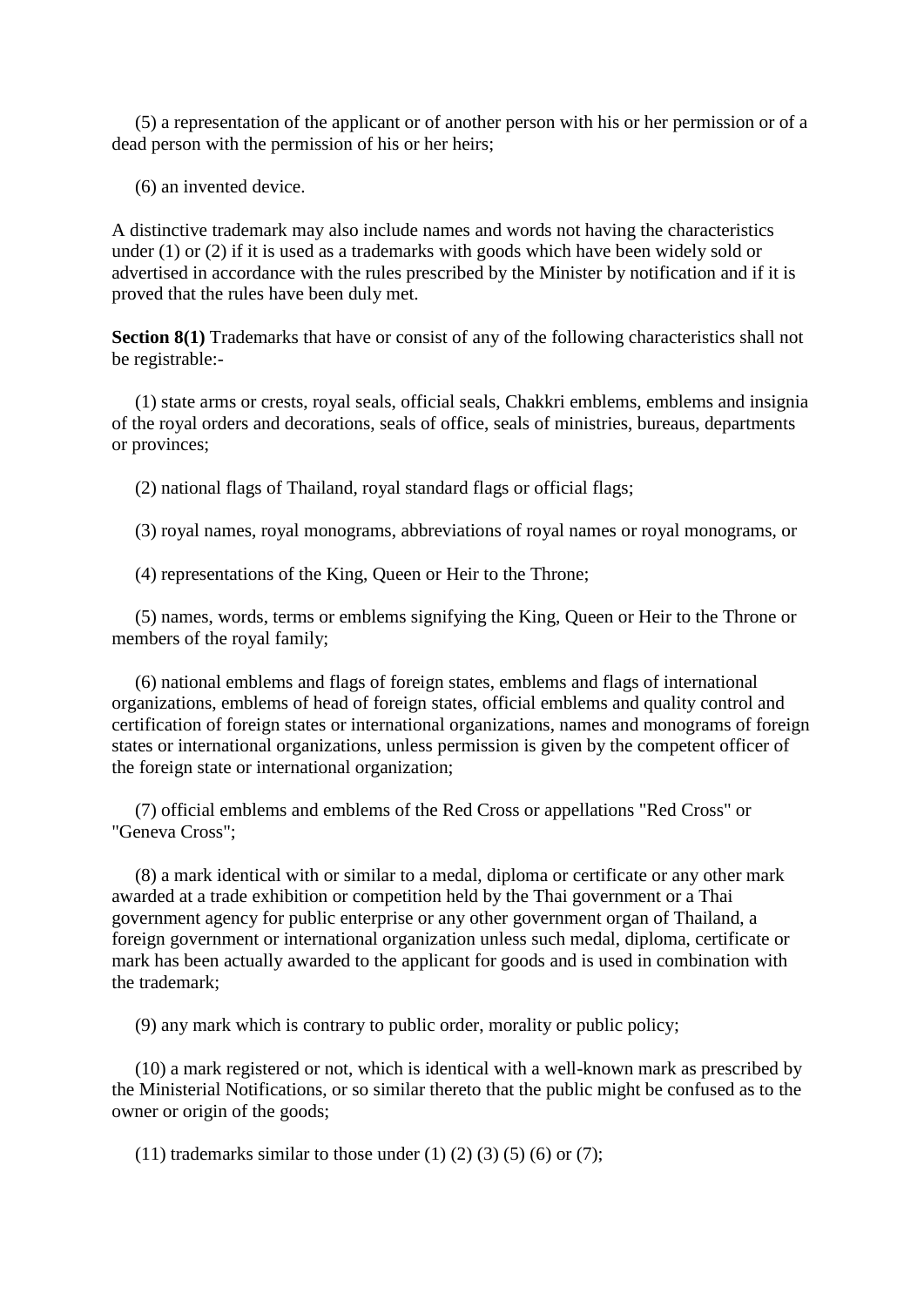(5) a representation of the applicant or of another person with his or her permission or of a dead person with the permission of his or her heirs;

(6) an invented device.

A distinctive trademark may also include names and words not having the characteristics under (1) or (2) if it is used as a trademarks with goods which have been widely sold or advertised in accordance with the rules prescribed by the Minister by notification and if it is proved that the rules have been duly met.

**Section 8(1)** Trademarks that have or consist of any of the following characteristics shall not be registrable:-

(1) state arms or crests, royal seals, official seals, Chakkri emblems, emblems and insignia of the royal orders and decorations, seals of office, seals of ministries, bureaus, departments or provinces;

(2) national flags of Thailand, royal standard flags or official flags;

(3) royal names, royal monograms, abbreviations of royal names or royal monograms, or

(4) representations of the King, Queen or Heir to the Throne;

(5) names, words, terms or emblems signifying the King, Queen or Heir to the Throne or members of the royal family;

(6) national emblems and flags of foreign states, emblems and flags of international organizations, emblems of head of foreign states, official emblems and quality control and certification of foreign states or international organizations, names and monograms of foreign states or international organizations, unless permission is given by the competent officer of the foreign state or international organization;

(7) official emblems and emblems of the Red Cross or appellations "Red Cross" or "Geneva Cross";

(8) a mark identical with or similar to a medal, diploma or certificate or any other mark awarded at a trade exhibition or competition held by the Thai government or a Thai government agency for public enterprise or any other government organ of Thailand, a foreign government or international organization unless such medal, diploma, certificate or mark has been actually awarded to the applicant for goods and is used in combination with the trademark;

(9) any mark which is contrary to public order, morality or public policy;

(10) a mark registered or not, which is identical with a well-known mark as prescribed by the Ministerial Notifications, or so similar thereto that the public might be confused as to the owner or origin of the goods;

(11) trademarks similar to those under (1) (2) (3) (5) (6) or (7);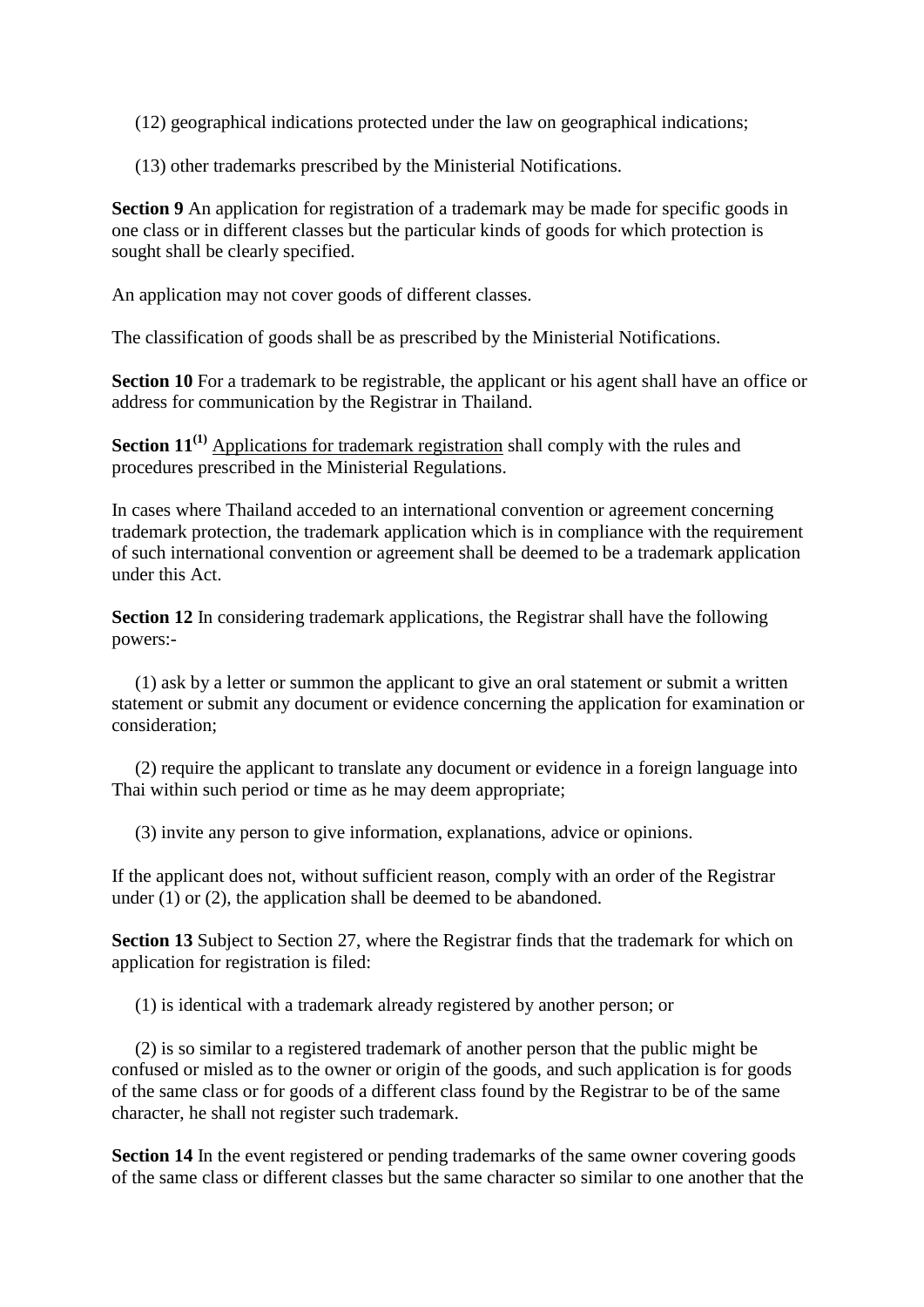(12) geographical indications protected under the law on geographical indications;

(13) other trademarks prescribed by the Ministerial Notifications.

**Section 9** An application for registration of a trademark may be made for specific goods in one class or in different classes but the particular kinds of goods for which protection is sought shall be clearly specified.

An application may not cover goods of different classes.

The classification of goods shall be as prescribed by the Ministerial Notifications.

**Section 10** For a trademark to be registrable, the applicant or his agent shall have an office or address for communication by the Registrar in Thailand.

**Section 11[(1)]** Applications for trademark registration shall comply with the rules and procedures prescribed in the Ministerial Regulations.

In cases where Thailand acceded to an international convention or agreement concerning trademark protection, the trademark application which is in compliance with the requirement of such international convention or agreement shall be deemed to be a trademark application under this Act.

**Section 12** In considering trademark applications, the Registrar shall have the following powers:-

(1) ask by a letter or summon the applicant to give an oral statement or submit a written statement or submit any document or evidence concerning the application for examination or consideration;

(2) require the applicant to translate any document or evidence in a foreign language into Thai within such period or time as he may deem appropriate;

(3) invite any person to give information, explanations, advice or opinions.

If the applicant does not, without sufficient reason, comply with an order of the Registrar under (1) or (2), the application shall be deemed to be abandoned.

**Section 13** Subject to Section 27, where the Registrar finds that the trademark for which on application for registration is filed:

(1) is identical with a trademark already registered by another person; or

(2) is so similar to a registered trademark of another person that the public might be confused or misled as to the owner or origin of the goods, and such application is for goods of the same class or for goods of a different class found by the Registrar to be of the same character, he shall not register such trademark.

**Section 14** In the event registered or pending trademarks of the same owner covering goods of the same class or different classes but the same character so similar to one another that the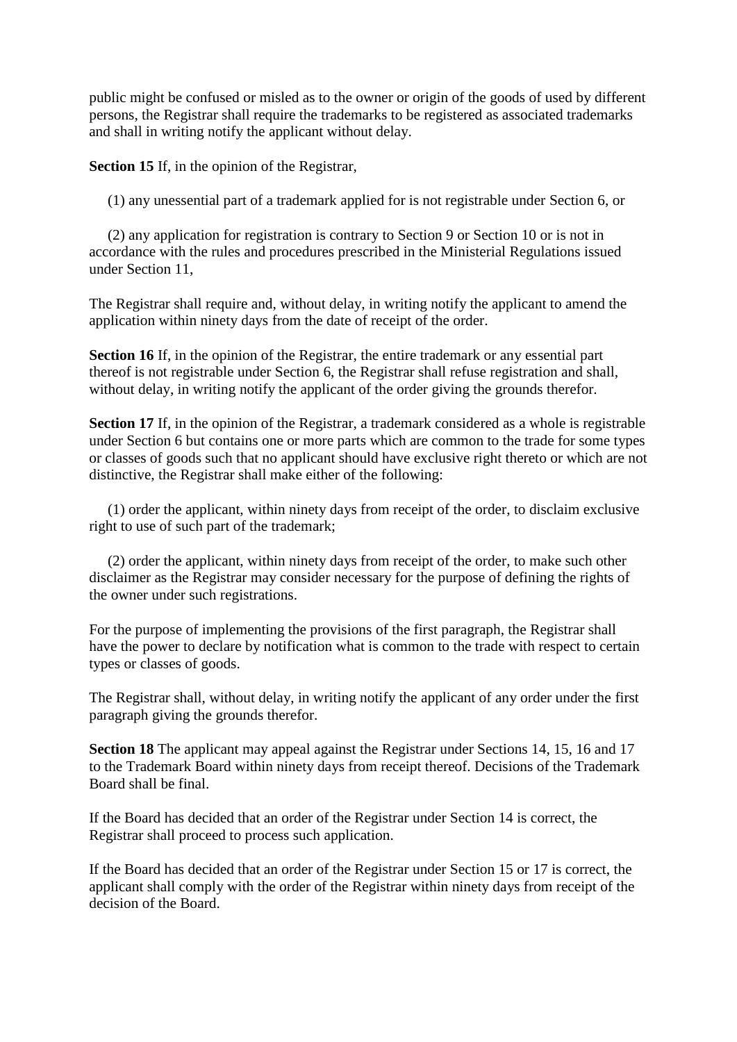public might be confused or misled as to the owner or origin of the goods of used by different persons, the Registrar shall require the trademarks to be registered as associated trademarks and shall in writing notify the applicant without delay.

**Section 15** If, in the opinion of the Registrar,

(1) any unessential part of a trademark applied for is not registrable under Section 6, or

(2) any application for registration is contrary to Section 9 or Section 10 or is not in accordance with the rules and procedures prescribed in the Ministerial Regulations issued under Section 11,

The Registrar shall require and, without delay, in writing notify the applicant to amend the application within ninety days from the date of receipt of the order.

**Section 16** If, in the opinion of the Registrar, the entire trademark or any essential part thereof is not registrable under Section 6, the Registrar shall refuse registration and shall, without delay, in writing notify the applicant of the order giving the grounds therefor.

**Section 17** If, in the opinion of the Registrar, a trademark considered as a whole is registrable under Section 6 but contains one or more parts which are common to the trade for some types or classes of goods such that no applicant should have exclusive right thereto or which are not distinctive, the Registrar shall make either of the following:

(1) order the applicant, within ninety days from receipt of the order, to disclaim exclusive right to use of such part of the trademark;

(2) order the applicant, within ninety days from receipt of the order, to make such other disclaimer as the Registrar may consider necessary for the purpose of defining the rights of the owner under such registrations.

For the purpose of implementing the provisions of the first paragraph, the Registrar shall have the power to declare by notification what is common to the trade with respect to certain types or classes of goods.

The Registrar shall, without delay, in writing notify the applicant of any order under the first paragraph giving the grounds therefor.

**Section 18** The applicant may appeal against the Registrar under Sections 14, 15, 16 and 17 to the Trademark Board within ninety days from receipt thereof. Decisions of the Trademark Board shall be final.

If the Board has decided that an order of the Registrar under Section 14 is correct, the Registrar shall proceed to process such application.

If the Board has decided that an order of the Registrar under Section 15 or 17 is correct, the applicant shall comply with the order of the Registrar within ninety days from receipt of the decision of the Board.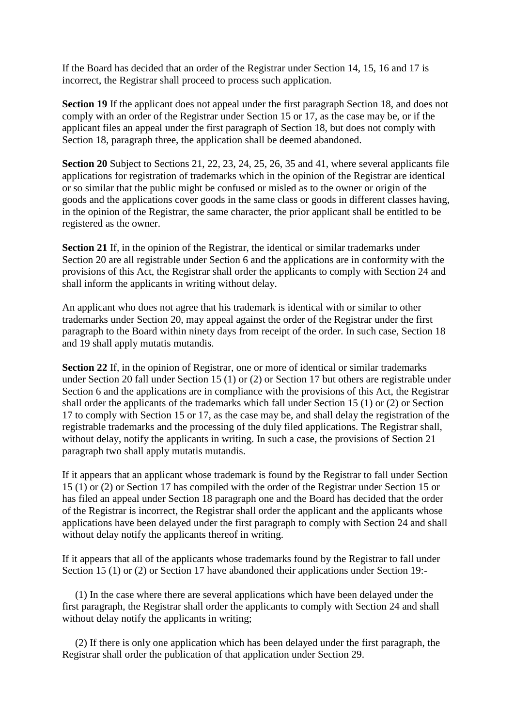If the Board has decided that an order of the Registrar under Section 14, 15, 16 and 17 is incorrect, the Registrar shall proceed to process such application.

**Section 19** If the applicant does not appeal under the first paragraph Section 18, and does not comply with an order of the Registrar under Section 15 or 17, as the case may be, or if the applicant files an appeal under the first paragraph of Section 18, but does not comply with Section 18, paragraph three, the application shall be deemed abandoned.

**Section 20** Subject to Sections 21, 22, 23, 24, 25, 26, 35 and 41, where several applicants file applications for registration of trademarks which in the opinion of the Registrar are identical or so similar that the public might be confused or misled as to the owner or origin of the goods and the applications cover goods in the same class or goods in different classes having, in the opinion of the Registrar, the same character, the prior applicant shall be entitled to be registered as the owner.

**Section 21** If, in the opinion of the Registrar, the identical or similar trademarks under Section 20 are all registrable under Section 6 and the applications are in conformity with the provisions of this Act, the Registrar shall order the applicants to comply with Section 24 and shall inform the applicants in writing without delay.

An applicant who does not agree that his trademark is identical with or similar to other trademarks under Section 20, may appeal against the order of the Registrar under the first paragraph to the Board within ninety days from receipt of the order. In such case, Section 18 and 19 shall apply mutatis mutandis.

**Section 22** If, in the opinion of Registrar, one or more of identical or similar trademarks under Section 20 fall under Section 15 (1) or (2) or Section 17 but others are registrable under Section 6 and the applications are in compliance with the provisions of this Act, the Registrar shall order the applicants of the trademarks which fall under Section 15 (1) or (2) or Section 17 to comply with Section 15 or 17, as the case may be, and shall delay the registration of the registrable trademarks and the processing of the duly filed applications. The Registrar shall, without delay, notify the applicants in writing. In such a case, the provisions of Section 21 paragraph two shall apply mutatis mutandis.

If it appears that an applicant whose trademark is found by the Registrar to fall under Section 15 (1) or (2) or Section 17 has compiled with the order of the Registrar under Section 15 or has filed an appeal under Section 18 paragraph one and the Board has decided that the order of the Registrar is incorrect, the Registrar shall order the applicant and the applicants whose applications have been delayed under the first paragraph to comply with Section 24 and shall without delay notify the applicants thereof in writing.

If it appears that all of the applicants whose trademarks found by the Registrar to fall under Section 15 (1) or (2) or Section 17 have abandoned their applications under Section 19:-

(1) In the case where there are several applications which have been delayed under the first paragraph, the Registrar shall order the applicants to comply with Section 24 and shall without delay notify the applicants in writing;

(2) If there is only one application which has been delayed under the first paragraph, the Registrar shall order the publication of that application under Section 29.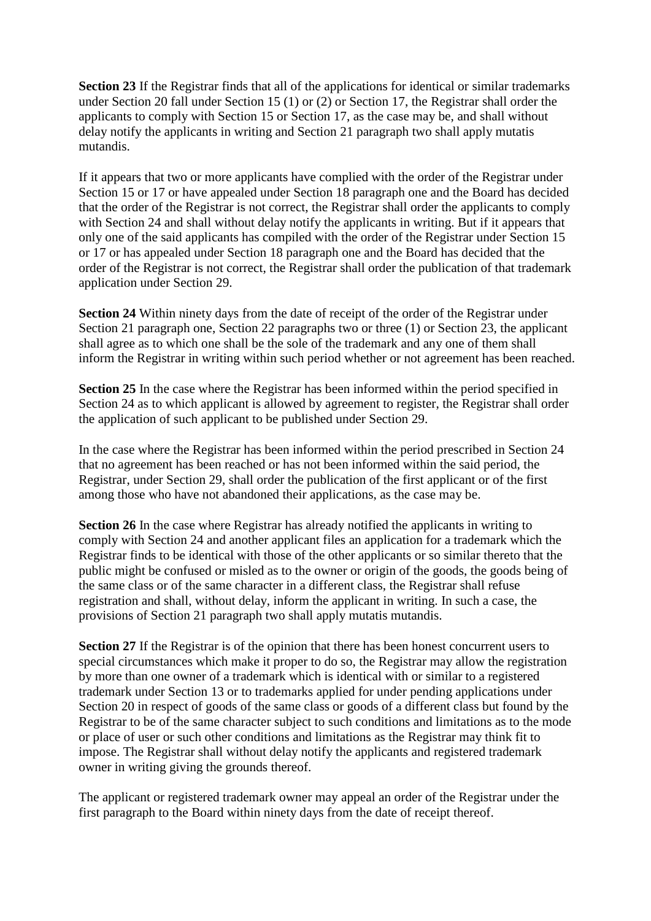**Section 23** If the Registrar finds that all of the applications for identical or similar trademarks under Section 20 fall under Section 15 (1) or (2) or Section 17, the Registrar shall order the applicants to comply with Section 15 or Section 17, as the case may be, and shall without delay notify the applicants in writing and Section 21 paragraph two shall apply mutatis mutandis.

If it appears that two or more applicants have complied with the order of the Registrar under Section 15 or 17 or have appealed under Section 18 paragraph one and the Board has decided that the order of the Registrar is not correct, the Registrar shall order the applicants to comply with Section 24 and shall without delay notify the applicants in writing. But if it appears that only one of the said applicants has compiled with the order of the Registrar under Section 15 or 17 or has appealed under Section 18 paragraph one and the Board has decided that the order of the Registrar is not correct, the Registrar shall order the publication of that trademark application under Section 29.

**Section 24** Within ninety days from the date of receipt of the order of the Registrar under Section 21 paragraph one, Section 22 paragraphs two or three (1) or Section 23, the applicant shall agree as to which one shall be the sole of the trademark and any one of them shall inform the Registrar in writing within such period whether or not agreement has been reached.

**Section 25** In the case where the Registrar has been informed within the period specified in Section 24 as to which applicant is allowed by agreement to register, the Registrar shall order the application of such applicant to be published under Section 29.

In the case where the Registrar has been informed within the period prescribed in Section 24 that no agreement has been reached or has not been informed within the said period, the Registrar, under Section 29, shall order the publication of the first applicant or of the first among those who have not abandoned their applications, as the case may be.

**Section 26** In the case where Registrar has already notified the applicants in writing to comply with Section 24 and another applicant files an application for a trademark which the Registrar finds to be identical with those of the other applicants or so similar thereto that the public might be confused or misled as to the owner or origin of the goods, the goods being of the same class or of the same character in a different class, the Registrar shall refuse registration and shall, without delay, inform the applicant in writing. In such a case, the provisions of Section 21 paragraph two shall apply mutatis mutandis.

**Section 27** If the Registrar is of the opinion that there has been honest concurrent users to special circumstances which make it proper to do so, the Registrar may allow the registration by more than one owner of a trademark which is identical with or similar to a registered trademark under Section 13 or to trademarks applied for under pending applications under Section 20 in respect of goods of the same class or goods of a different class but found by the Registrar to be of the same character subject to such conditions and limitations as to the mode or place of user or such other conditions and limitations as the Registrar may think fit to impose. The Registrar shall without delay notify the applicants and registered trademark owner in writing giving the grounds thereof.

The applicant or registered trademark owner may appeal an order of the Registrar under the first paragraph to the Board within ninety days from the date of receipt thereof.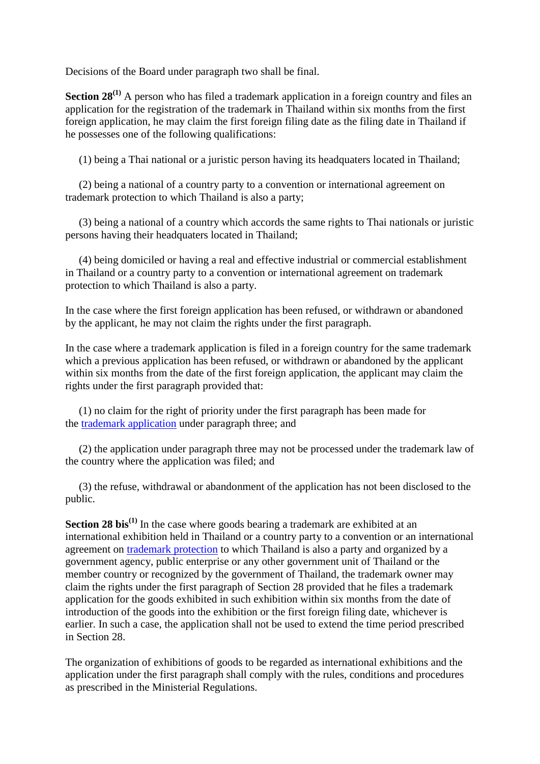Decisions of the Board under paragraph two shall be final.

**Section 28[1]** A person who has filed a trademark application in a foreign country and files an application for the registration of the trademark in Thailand within six months from the first foreign application, he may claim the first foreign filing date as the filing date in Thailand if he possesses one of the following qualifications:

(1) being a Thai national or a juristic person having its headquaters located in Thailand;

(2) being a national of a country party to a convention or international agreement on trademark protection to which Thailand is also a party;

(3) being a national of a country which accords the same rights to Thai nationals or juristic persons having their headquaters located in Thailand;

(4) being domiciled or having a real and effective industrial or commercial establishment in Thailand or a country party to a convention or international agreement on trademark protection to which Thailand is also a party.

In the case where the first foreign application has been refused, or withdrawn or abandoned by the applicant, he may not claim the rights under the first paragraph.

In the case where a trademark application is filed in a foreign country for the same trademark which a previous application has been refused, or withdrawn or abandoned by the applicant within six months from the date of the first foreign application, the applicant may claim the rights under the first paragraph provided that:

(1) no claim for the right of priority under the first paragraph has been made for the trademark application under paragraph three; and

(2) the application under paragraph three may not be processed under the trademark law of the country where the application was filed; and

(3) the refuse, withdrawal or abandonment of the application has not been disclosed to the public.

**Section 28 bis[1]** In the case where goods bearing a trademark are exhibited at an international exhibition held in Thailand or a country party to a convention or an international agreement on trademark protection to which Thailand is also a party and organized by a government agency, public enterprise or any other government unit of Thailand or the member country or recognized by the government of Thailand, the trademark owner may claim the rights under the first paragraph of Section 28 provided that he files a trademark application for the goods exhibited in such exhibition within six months from the date of introduction of the goods into the exhibition or the first foreign filing date, whichever is earlier. In such a case, the application shall not be used to extend the time period prescribed in Section 28.

The organization of exhibitions of goods to be regarded as international exhibitions and the application under the first paragraph shall comply with the rules, conditions and procedures as prescribed in the Ministerial Regulations.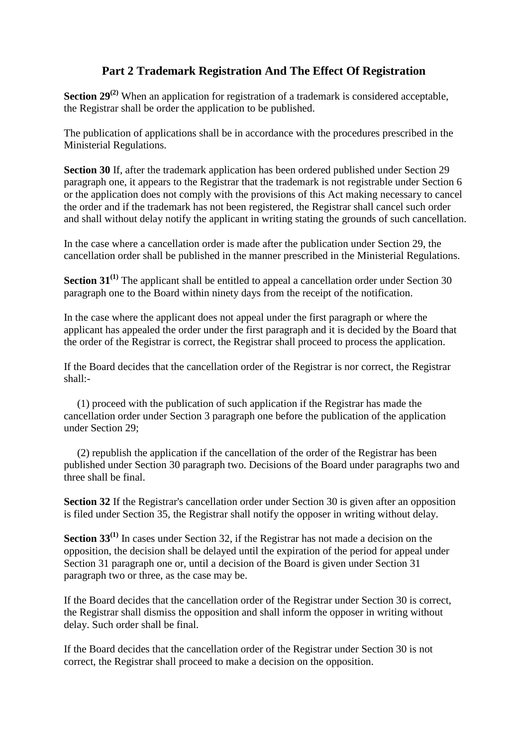## Part 2 Trademark Registration And The Effect Of Registration

**Section 29**[(2)] When an application for registration of a trademark is considered acceptable, the Registrar shall be order the application to be published.

The publication of applications shall be in accordance with the procedures prescribed in the Ministerial Regulations.

**Section 30** If, after the trademark application has been ordered published under Section 29 paragraph one, it appears to the Registrar that the trademark is not registrable under Section 6 or the application does not comply with the provisions of this Act making necessary to cancel the order and if the trademark has not been registered, the Registrar shall cancel such order and shall without delay notify the applicant in writing stating the grounds of such cancellation.

In the case where a cancellation order is made after the publication under Section 29, the cancellation order shall be published in the manner prescribed in the Ministerial Regulations.

**Section 31**[(1)] The applicant shall be entitled to appeal a cancellation order under Section 30 paragraph one to the Board within ninety days from the receipt of the notification.

In the case where the applicant does not appeal under the first paragraph or where the applicant has appealed the order under the first paragraph and it is decided by the Board that the order of the Registrar is correct, the Registrar shall proceed to process the application.

If the Board decides that the cancellation order of the Registrar is nor correct, the Registrar shall:-

(1) proceed with the publication of such application if the Registrar has made the cancellation order under Section 3 paragraph one before the publication of the application under Section 29;

(2) republish the application if the cancellation of the order of the Registrar has been published under Section 30 paragraph two. Decisions of the Board under paragraphs two and three shall be final.

**Section 32** If the Registrar's cancellation order under Section 30 is given after an opposition is filed under Section 35, the Registrar shall notify the opposer in writing without delay.

**Section 33**[(1)] In cases under Section 32, if the Registrar has not made a decision on the opposition, the decision shall be delayed until the expiration of the period for appeal under Section 31 paragraph one or, until a decision of the Board is given under Section 31 paragraph two or three, as the case may be.

If the Board decides that the cancellation order of the Registrar under Section 30 is correct, the Registrar shall dismiss the opposition and shall inform the opposer in writing without delay. Such order shall be final.

If the Board decides that the cancellation order of the Registrar under Section 30 is not correct, the Registrar shall proceed to make a decision on the opposition.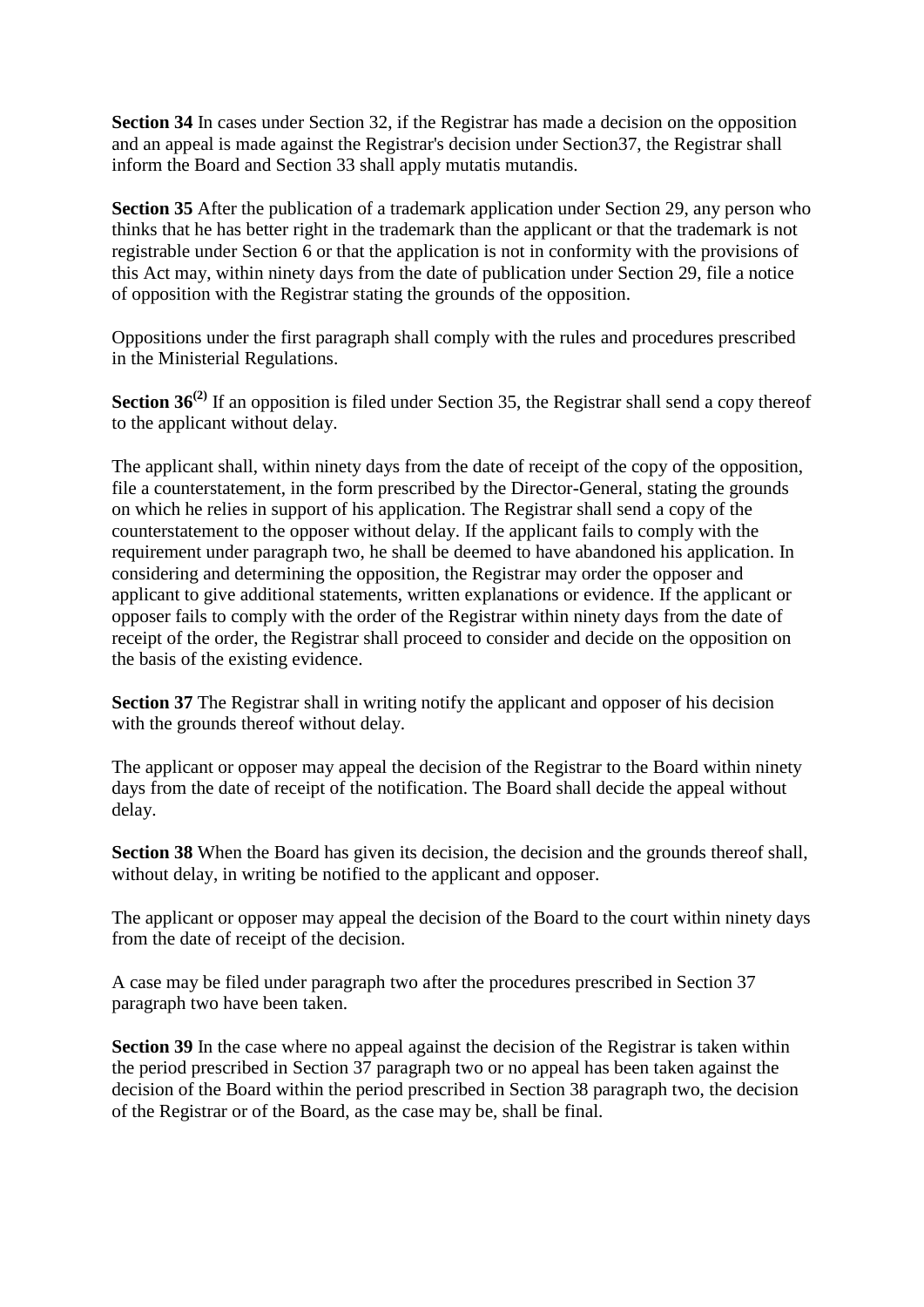**Section 34** In cases under Section 32, if the Registrar has made a decision on the opposition and an appeal is made against the Registrar's decision under Section37, the Registrar shall inform the Board and Section 33 shall apply mutatis mutandis.

**Section 35** After the publication of a trademark application under Section 29, any person who thinks that he has better right in the trademark than the applicant or that the trademark is not registrable under Section 6 or that the application is not in conformity with the provisions of this Act may, within ninety days from the date of publication under Section 29, file a notice of opposition with the Registrar stating the grounds of the opposition.

Oppositions under the first paragraph shall comply with the rules and procedures prescribed in the Ministerial Regulations.

**Section 36**[(2)] If an opposition is filed under Section 35, the Registrar shall send a copy thereof to the applicant without delay.

The applicant shall, within ninety days from the date of receipt of the copy of the opposition, file a counterstatement, in the form prescribed by the Director-General, stating the grounds on which he relies in support of his application. The Registrar shall send a copy of the counterstatement to the opposer without delay. If the applicant fails to comply with the requirement under paragraph two, he shall be deemed to have abandoned his application. In considering and determining the opposition, the Registrar may order the opposer and applicant to give additional statements, written explanations or evidence. If the applicant or opposer fails to comply with the order of the Registrar within ninety days from the date of receipt of the order, the Registrar shall proceed to consider and decide on the opposition on the basis of the existing evidence.

**Section 37** The Registrar shall in writing notify the applicant and opposer of his decision with the grounds thereof without delay.

The applicant or opposer may appeal the decision of the Registrar to the Board within ninety days from the date of receipt of the notification. The Board shall decide the appeal without delay.

**Section 38** When the Board has given its decision, the decision and the grounds thereof shall, without delay, in writing be notified to the applicant and opposer.

The applicant or opposer may appeal the decision of the Board to the court within ninety days from the date of receipt of the decision.

A case may be filed under paragraph two after the procedures prescribed in Section 37 paragraph two have been taken.

**Section 39** In the case where no appeal against the decision of the Registrar is taken within the period prescribed in Section 37 paragraph two or no appeal has been taken against the decision of the Board within the period prescribed in Section 38 paragraph two, the decision of the Registrar or of the Board, as the case may be, shall be final.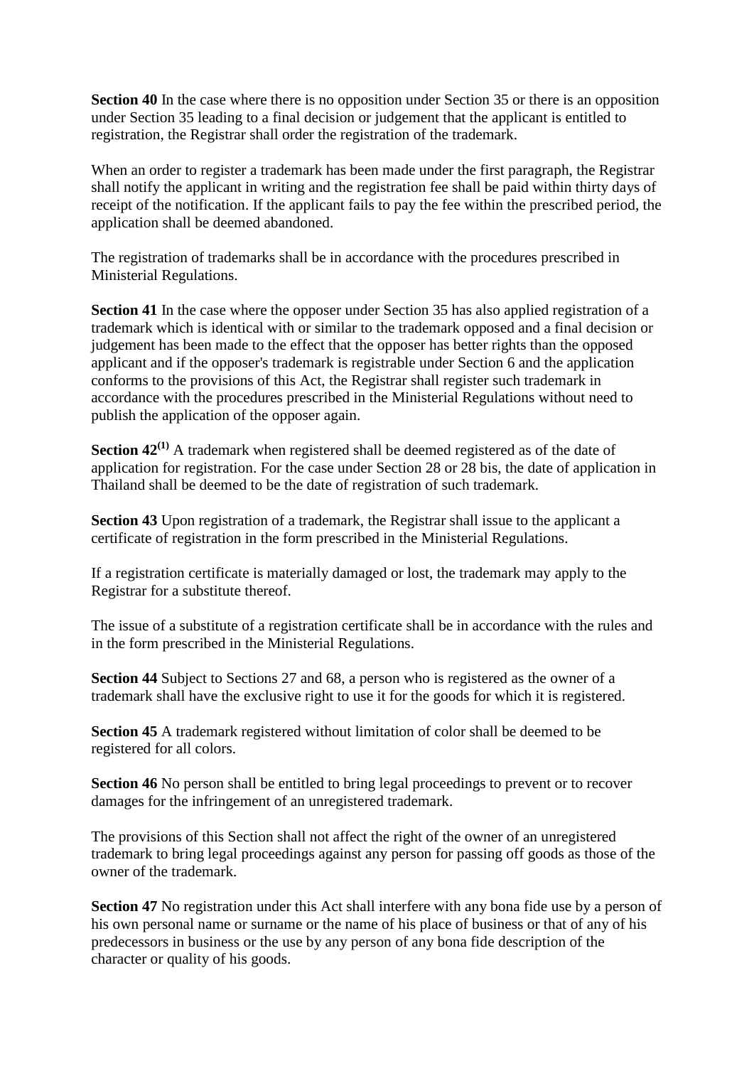**Section 40** In the case where there is no opposition under Section 35 or there is an opposition under Section 35 leading to a final decision or judgement that the applicant is entitled to registration, the Registrar shall order the registration of the trademark.

When an order to register a trademark has been made under the first paragraph, the Registrar shall notify the applicant in writing and the registration fee shall be paid within thirty days of receipt of the notification. If the applicant fails to pay the fee within the prescribed period, the application shall be deemed abandoned.

The registration of trademarks shall be in accordance with the procedures prescribed in Ministerial Regulations.

**Section 41** In the case where the opposer under Section 35 has also applied registration of a trademark which is identical with or similar to the trademark opposed and a final decision or judgement has been made to the effect that the opposer has better rights than the opposed applicant and if the opposer's trademark is registrable under Section 6 and the application conforms to the provisions of this Act, the Registrar shall register such trademark in accordance with the procedures prescribed in the Ministerial Regulations without need to publish the application of the opposer again.

**Section 42**[(1)] A trademark when registered shall be deemed registered as of the date of application for registration. For the case under Section 28 or 28 bis, the date of application in Thailand shall be deemed to be the date of registration of such trademark.

**Section 43** Upon registration of a trademark, the Registrar shall issue to the applicant a certificate of registration in the form prescribed in the Ministerial Regulations.

If a registration certificate is materially damaged or lost, the trademark may apply to the Registrar for a substitute thereof.

The issue of a substitute of a registration certificate shall be in accordance with the rules and in the form prescribed in the Ministerial Regulations.

**Section 44** Subject to Sections 27 and 68, a person who is registered as the owner of a trademark shall have the exclusive right to use it for the goods for which it is registered.

**Section 45** A trademark registered without limitation of color shall be deemed to be registered for all colors.

**Section 46** No person shall be entitled to bring legal proceedings to prevent or to recover damages for the infringement of an unregistered trademark.

The provisions of this Section shall not affect the right of the owner of an unregistered trademark to bring legal proceedings against any person for passing off goods as those of the owner of the trademark.

**Section 47** No registration under this Act shall interfere with any bona fide use by a person of his own personal name or surname or the name of his place of business or that of any of his predecessors in business or the use by any person of any bona fide description of the character or quality of his goods.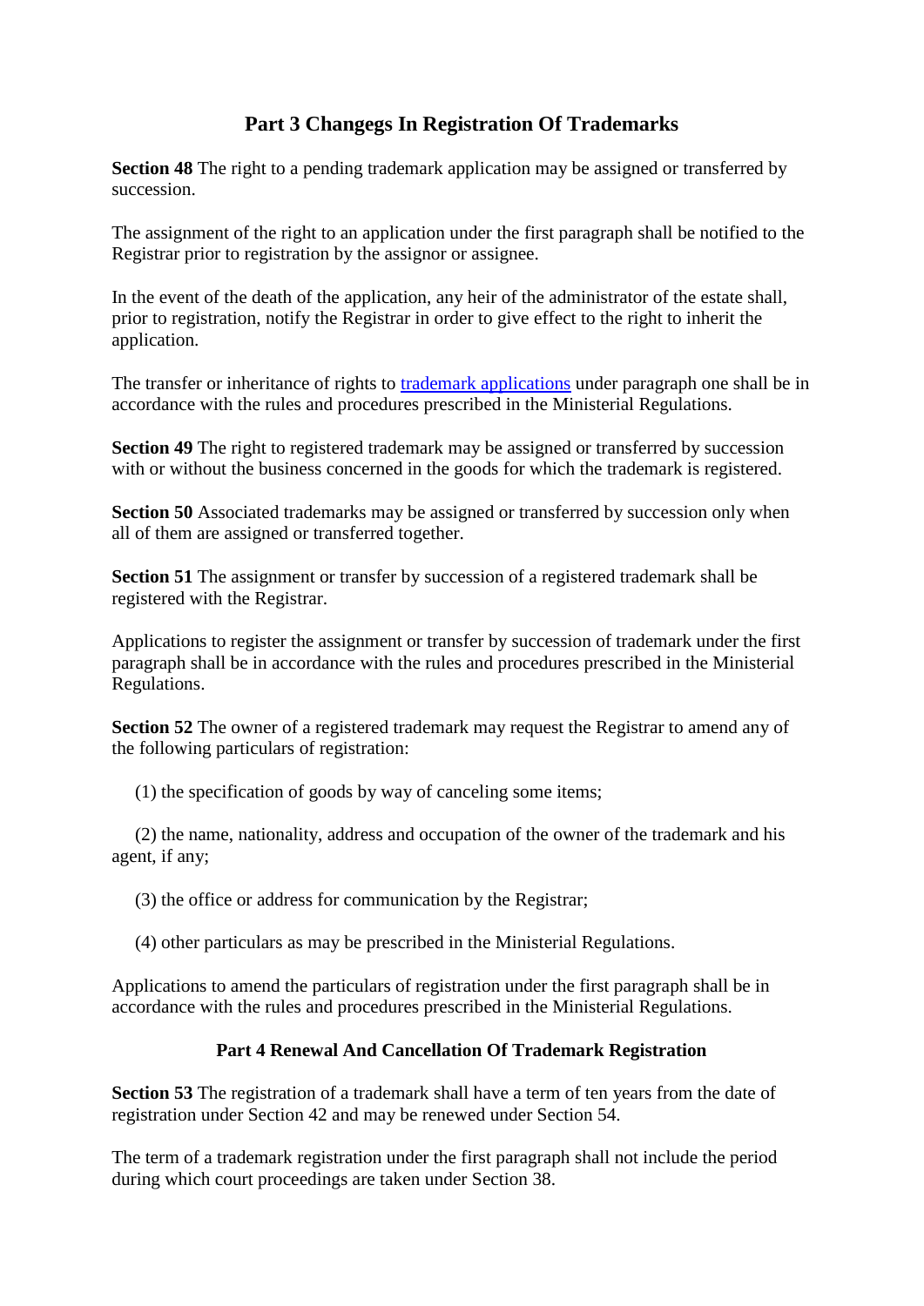## Part 3 Changegs In Registration Of Trademarks

**Section 48** The right to a pending trademark application may be assigned or transferred by succession.

The assignment of the right to an application under the first paragraph shall be notified to the Registrar prior to registration by the assignor or assignee.

In the event of the death of the application, any heir of the administrator of the estate shall, prior to registration, notify the Registrar in order to give effect to the right to inherit the application.

The transfer or inheritance of rights to trademark applications under paragraph one shall be in accordance with the rules and procedures prescribed in the Ministerial Regulations.

**Section 49** The right to registered trademark may be assigned or transferred by succession with or without the business concerned in the goods for which the trademark is registered.

**Section 50** Associated trademarks may be assigned or transferred by succession only when all of them are assigned or transferred together.

**Section 51** The assignment or transfer by succession of a registered trademark shall be registered with the Registrar.

Applications to register the assignment or transfer by succession of trademark under the first paragraph shall be in accordance with the rules and procedures prescribed in the Ministerial Regulations.

**Section 52** The owner of a registered trademark may request the Registrar to amend any of the following particulars of registration:

(1) the specification of goods by way of canceling some items;

(2) the name, nationality, address and occupation of the owner of the trademark and his agent, if any;

(3) the office or address for communication by the Registrar;

(4) other particulars as may be prescribed in the Ministerial Regulations.

Applications to amend the particulars of registration under the first paragraph shall be in accordance with the rules and procedures prescribed in the Ministerial Regulations.

### Part 4 Renewal And Cancellation Of Trademark Registration

**Section 53** The registration of a trademark shall have a term of ten years from the date of registration under Section 42 and may be renewed under Section 54.

The term of a trademark registration under the first paragraph shall not include the period during which court proceedings are taken under Section 38.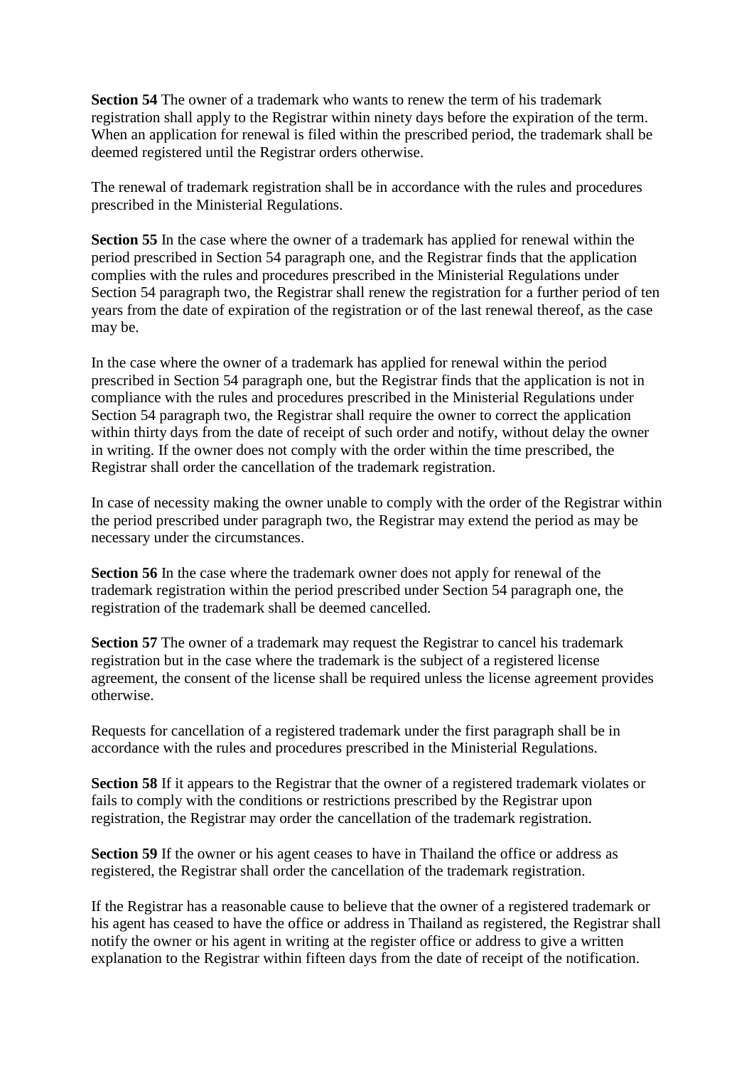**Section 54** The owner of a trademark who wants to renew the term of his trademark registration shall apply to the Registrar within ninety days before the expiration of the term. When an application for renewal is filed within the prescribed period, the trademark shall be deemed registered until the Registrar orders otherwise.

The renewal of trademark registration shall be in accordance with the rules and procedures prescribed in the Ministerial Regulations.

**Section 55** In the case where the owner of a trademark has applied for renewal within the period prescribed in Section 54 paragraph one, and the Registrar finds that the application complies with the rules and procedures prescribed in the Ministerial Regulations under Section 54 paragraph two, the Registrar shall renew the registration for a further period of ten years from the date of expiration of the registration or of the last renewal thereof, as the case may be.

In the case where the owner of a trademark has applied for renewal within the period prescribed in Section 54 paragraph one, but the Registrar finds that the application is not in compliance with the rules and procedures prescribed in the Ministerial Regulations under Section 54 paragraph two, the Registrar shall require the owner to correct the application within thirty days from the date of receipt of such order and notify, without delay the owner in writing. If the owner does not comply with the order within the time prescribed, the Registrar shall order the cancellation of the trademark registration.

In case of necessity making the owner unable to comply with the order of the Registrar within the period prescribed under paragraph two, the Registrar may extend the period as may be necessary under the circumstances.

**Section 56** In the case where the trademark owner does not apply for renewal of the trademark registration within the period prescribed under Section 54 paragraph one, the registration of the trademark shall be deemed cancelled.

**Section 57** The owner of a trademark may request the Registrar to cancel his trademark registration but in the case where the trademark is the subject of a registered license agreement, the consent of the license shall be required unless the license agreement provides otherwise.

Requests for cancellation of a registered trademark under the first paragraph shall be in accordance with the rules and procedures prescribed in the Ministerial Regulations.

**Section 58** If it appears to the Registrar that the owner of a registered trademark violates or fails to comply with the conditions or restrictions prescribed by the Registrar upon registration, the Registrar may order the cancellation of the trademark registration.

**Section 59** If the owner or his agent ceases to have in Thailand the office or address as registered, the Registrar shall order the cancellation of the trademark registration.

If the Registrar has a reasonable cause to believe that the owner of a registered trademark or his agent has ceased to have the office or address in Thailand as registered, the Registrar shall notify the owner or his agent in writing at the register office or address to give a written explanation to the Registrar within fifteen days from the date of receipt of the notification.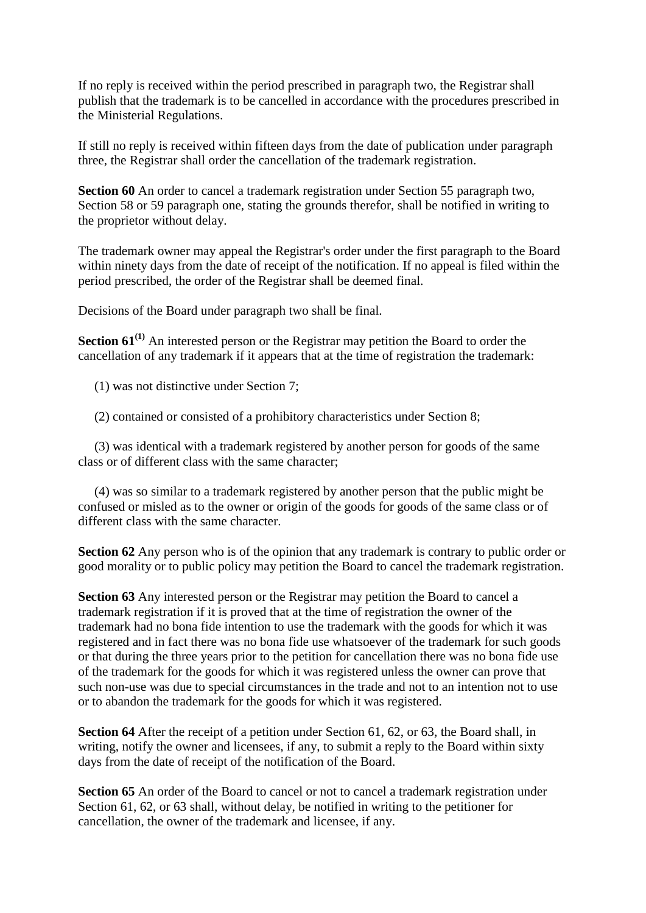If no reply is received within the period prescribed in paragraph two, the Registrar shall publish that the trademark is to be cancelled in accordance with the procedures prescribed in the Ministerial Regulations.

If still no reply is received within fifteen days from the date of publication under paragraph three, the Registrar shall order the cancellation of the trademark registration.

**Section 60** An order to cancel a trademark registration under Section 55 paragraph two, Section 58 or 59 paragraph one, stating the grounds therefor, shall be notified in writing to the proprietor without delay.

The trademark owner may appeal the Registrar's order under the first paragraph to the Board within ninety days from the date of receipt of the notification. If no appeal is filed within the period prescribed, the order of the Registrar shall be deemed final.

Decisions of the Board under paragraph two shall be final.

**Section 61**[(1)] An interested person or the Registrar may petition the Board to order the cancellation of any trademark if it appears that at the time of registration the trademark:

(1) was not distinctive under Section 7;

(2) contained or consisted of a prohibitory characteristics under Section 8;

(3) was identical with a trademark registered by another person for goods of the same class or of different class with the same character;

(4) was so similar to a trademark registered by another person that the public might be confused or misled as to the owner or origin of the goods for goods of the same class or of different class with the same character.

**Section 62** Any person who is of the opinion that any trademark is contrary to public order or good morality or to public policy may petition the Board to cancel the trademark registration.

**Section 63** Any interested person or the Registrar may petition the Board to cancel a trademark registration if it is proved that at the time of registration the owner of the trademark had no bona fide intention to use the trademark with the goods for which it was registered and in fact there was no bona fide use whatsoever of the trademark for such goods or that during the three years prior to the petition for cancellation there was no bona fide use of the trademark for the goods for which it was registered unless the owner can prove that such non-use was due to special circumstances in the trade and not to an intention not to use or to abandon the trademark for the goods for which it was registered.

**Section 64** After the receipt of a petition under Section 61, 62, or 63, the Board shall, in writing, notify the owner and licensees, if any, to submit a reply to the Board within sixty days from the date of receipt of the notification of the Board.

**Section 65** An order of the Board to cancel or not to cancel a trademark registration under Section 61, 62, or 63 shall, without delay, be notified in writing to the petitioner for cancellation, the owner of the trademark and licensee, if any.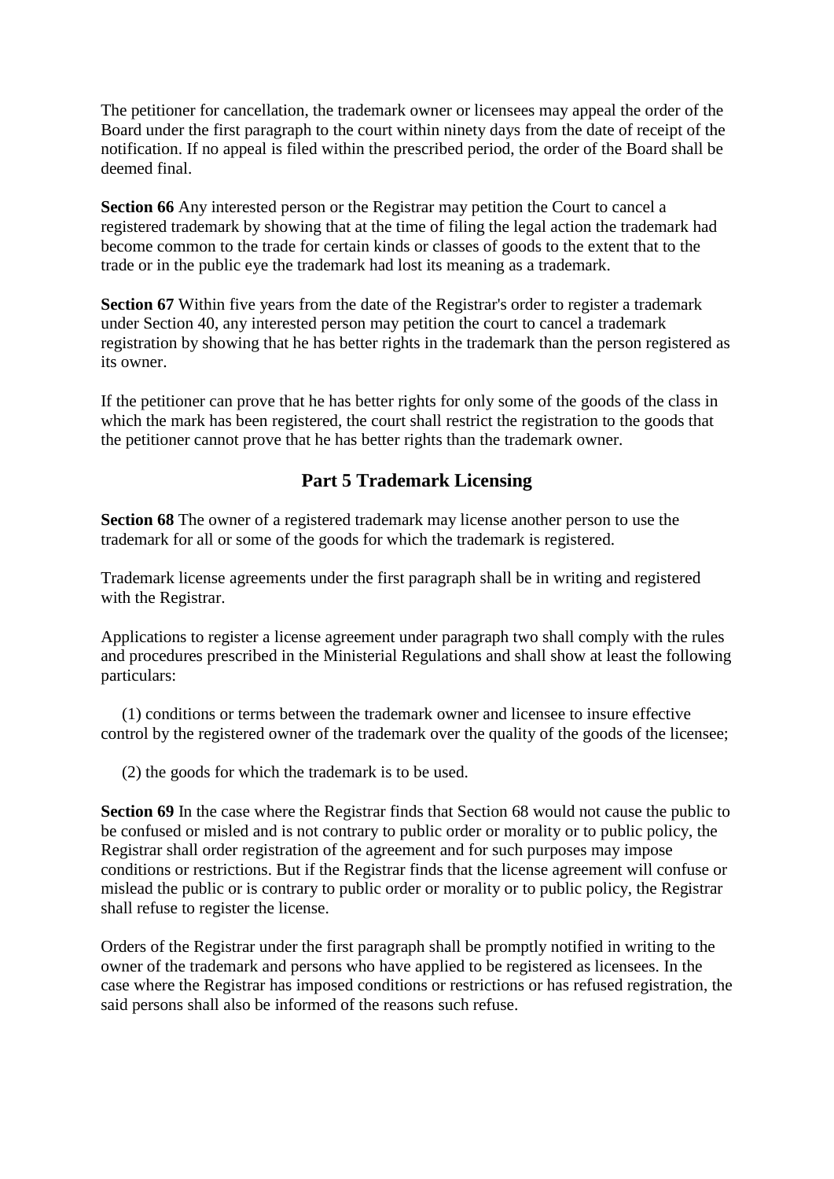The petitioner for cancellation, the trademark owner or licensees may appeal the order of the Board under the first paragraph to the court within ninety days from the date of receipt of the notification. If no appeal is filed within the prescribed period, the order of the Board shall be deemed final.

**Section 66** Any interested person or the Registrar may petition the Court to cancel a registered trademark by showing that at the time of filing the legal action the trademark had become common to the trade for certain kinds or classes of goods to the extent that to the trade or in the public eye the trademark had lost its meaning as a trademark.

**Section 67** Within five years from the date of the Registrar's order to register a trademark under Section 40, any interested person may petition the court to cancel a trademark registration by showing that he has better rights in the trademark than the person registered as its owner.

If the petitioner can prove that he has better rights for only some of the goods of the class in which the mark has been registered, the court shall restrict the registration to the goods that the petitioner cannot prove that he has better rights than the trademark owner.

## Part 5 Trademark Licensing

**Section 68** The owner of a registered trademark may license another person to use the trademark for all or some of the goods for which the trademark is registered.

Trademark license agreements under the first paragraph shall be in writing and registered with the Registrar.

Applications to register a license agreement under paragraph two shall comply with the rules and procedures prescribed in the Ministerial Regulations and shall show at least the following particulars:

(1) conditions or terms between the trademark owner and licensee to insure effective control by the registered owner of the trademark over the quality of the goods of the licensee;

(2) the goods for which the trademark is to be used.

**Section 69** In the case where the Registrar finds that Section 68 would not cause the public to be confused or misled and is not contrary to public order or morality or to public policy, the Registrar shall order registration of the agreement and for such purposes may impose conditions or restrictions. But if the Registrar finds that the license agreement will confuse or mislead the public or is contrary to public order or morality or to public policy, the Registrar shall refuse to register the license.

Orders of the Registrar under the first paragraph shall be promptly notified in writing to the owner of the trademark and persons who have applied to be registered as licensees. In the case where the Registrar has imposed conditions or restrictions or has refused registration, the said persons shall also be informed of the reasons such refuse.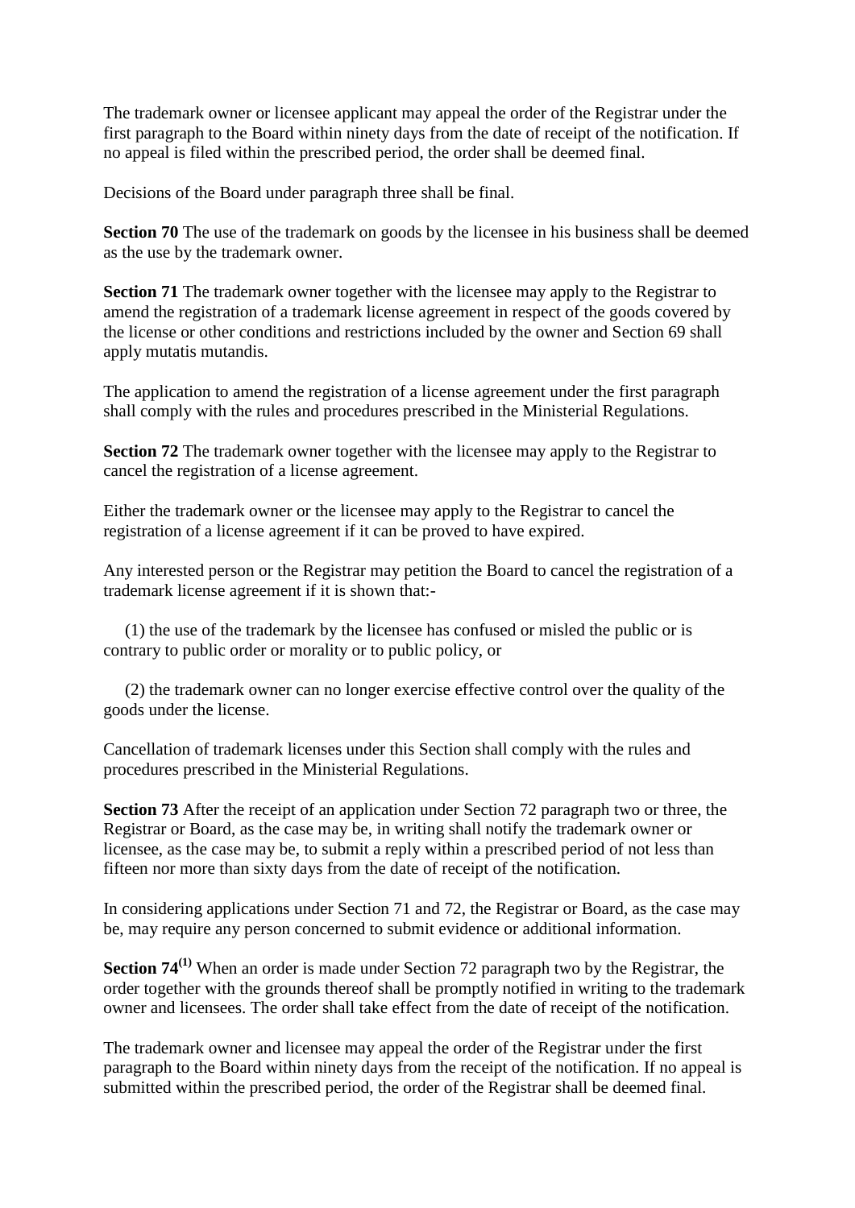The trademark owner or licensee applicant may appeal the order of the Registrar under the first paragraph to the Board within ninety days from the date of receipt of the notification. If no appeal is filed within the prescribed period, the order shall be deemed final.

Decisions of the Board under paragraph three shall be final.

**Section 70** The use of the trademark on goods by the licensee in his business shall be deemed as the use by the trademark owner.

**Section 71** The trademark owner together with the licensee may apply to the Registrar to amend the registration of a trademark license agreement in respect of the goods covered by the license or other conditions and restrictions included by the owner and Section 69 shall apply mutatis mutandis.

The application to amend the registration of a license agreement under the first paragraph shall comply with the rules and procedures prescribed in the Ministerial Regulations.

**Section 72** The trademark owner together with the licensee may apply to the Registrar to cancel the registration of a license agreement.

Either the trademark owner or the licensee may apply to the Registrar to cancel the registration of a license agreement if it can be proved to have expired.

Any interested person or the Registrar may petition the Board to cancel the registration of a trademark license agreement if it is shown that:-

(1) the use of the trademark by the licensee has confused or misled the public or is contrary to public order or morality or to public policy, or

(2) the trademark owner can no longer exercise effective control over the quality of the goods under the license.

Cancellation of trademark licenses under this Section shall comply with the rules and procedures prescribed in the Ministerial Regulations.

**Section 73** After the receipt of an application under Section 72 paragraph two or three, the Registrar or Board, as the case may be, in writing shall notify the trademark owner or licensee, as the case may be, to submit a reply within a prescribed period of not less than fifteen nor more than sixty days from the date of receipt of the notification.

In considering applications under Section 71 and 72, the Registrar or Board, as the case may be, may require any person concerned to submit evidence or additional information.

**Section 74**[(1)] When an order is made under Section 72 paragraph two by the Registrar, the order together with the grounds thereof shall be promptly notified in writing to the trademark owner and licensees. The order shall take effect from the date of receipt of the notification.

The trademark owner and licensee may appeal the order of the Registrar under the first paragraph to the Board within ninety days from the receipt of the notification. If no appeal is submitted within the prescribed period, the order of the Registrar shall be deemed final.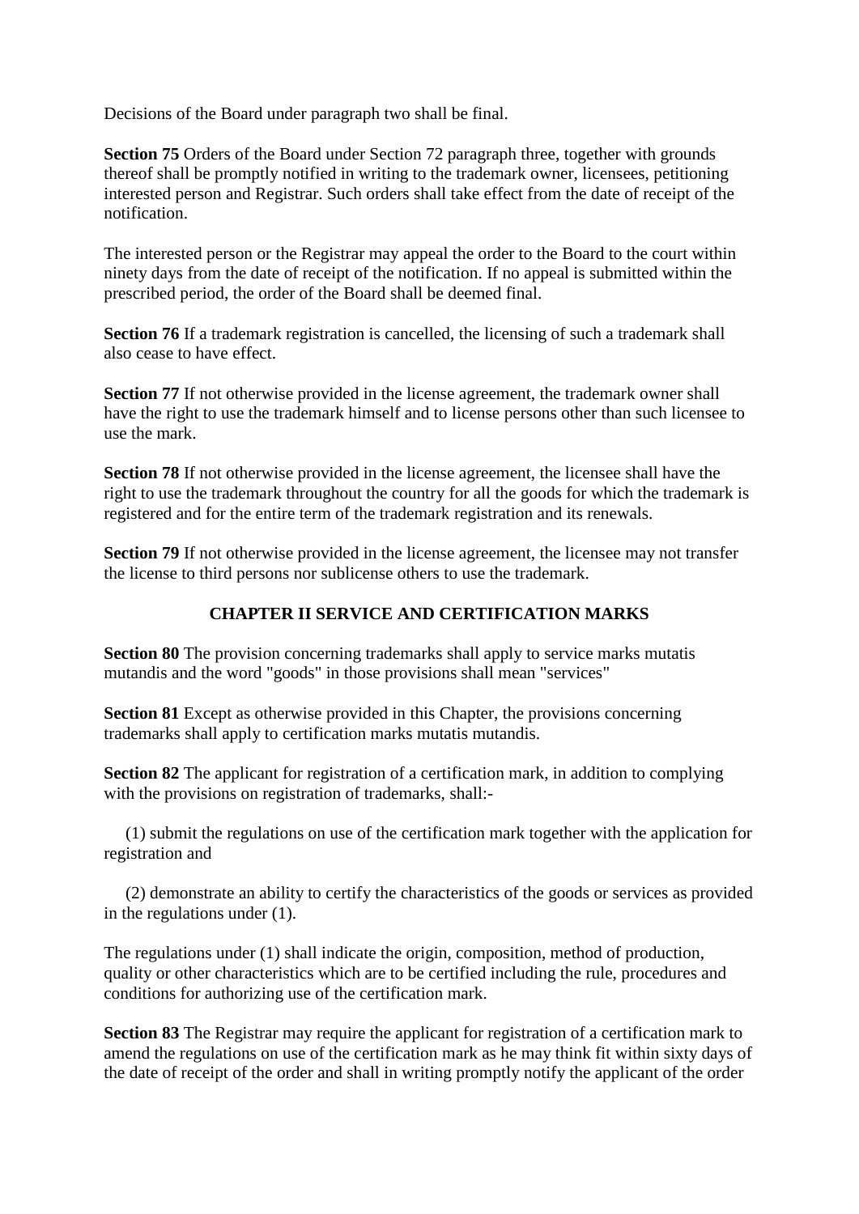Decisions of the Board under paragraph two shall be final.

**Section 75** Orders of the Board under Section 72 paragraph three, together with grounds thereof shall be promptly notified in writing to the trademark owner, licensees, petitioning interested person and Registrar. Such orders shall take effect from the date of receipt of the notification.

The interested person or the Registrar may appeal the order to the Board to the court within ninety days from the date of receipt of the notification. If no appeal is submitted within the prescribed period, the order of the Board shall be deemed final.

**Section 76** If a trademark registration is cancelled, the licensing of such a trademark shall also cease to have effect.

**Section 77** If not otherwise provided in the license agreement, the trademark owner shall have the right to use the trademark himself and to license persons other than such licensee to use the mark.

**Section 78** If not otherwise provided in the license agreement, the licensee shall have the right to use the trademark throughout the country for all the goods for which the trademark is registered and for the entire term of the trademark registration and its renewals.

**Section 79** If not otherwise provided in the license agreement, the licensee may not transfer the license to third persons nor sublicense others to use the trademark.

## CHAPTER II SERVICE AND CERTIFICATION MARKS

**Section 80** The provision concerning trademarks shall apply to service marks mutatis mutandis and the word "goods" in those provisions shall mean "services"

**Section 81** Except as otherwise provided in this Chapter, the provisions concerning trademarks shall apply to certification marks mutatis mutandis.

**Section 82** The applicant for registration of a certification mark, in addition to complying with the provisions on registration of trademarks, shall:-

(1) submit the regulations on use of the certification mark together with the application for registration and

(2) demonstrate an ability to certify the characteristics of the goods or services as provided in the regulations under (1).

The regulations under (1) shall indicate the origin, composition, method of production, quality or other characteristics which are to be certified including the rule, procedures and conditions for authorizing use of the certification mark.

**Section 83** The Registrar may require the applicant for registration of a certification mark to amend the regulations on use of the certification mark as he may think fit within sixty days of the date of receipt of the order and shall in writing promptly notify the applicant of the order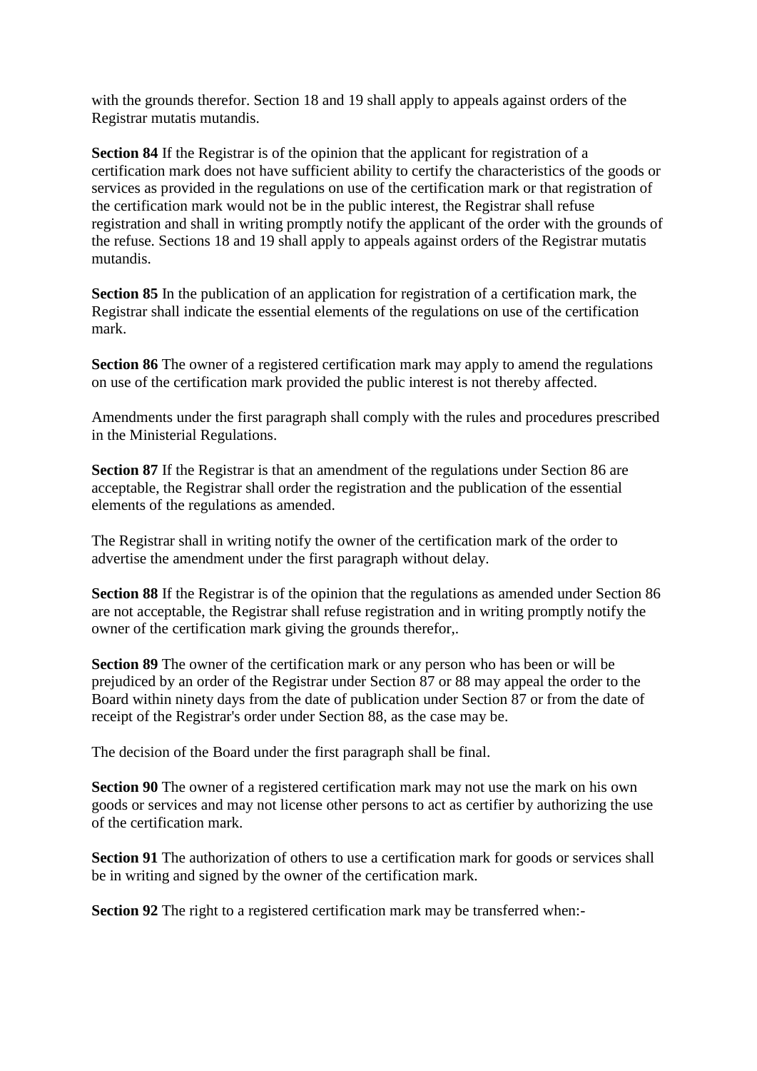with the grounds therefor. Section 18 and 19 shall apply to appeals against orders of the Registrar mutatis mutandis.

**Section 84** If the Registrar is of the opinion that the applicant for registration of a certification mark does not have sufficient ability to certify the characteristics of the goods or services as provided in the regulations on use of the certification mark or that registration of the certification mark would not be in the public interest, the Registrar shall refuse registration and shall in writing promptly notify the applicant of the order with the grounds of the refuse. Sections 18 and 19 shall apply to appeals against orders of the Registrar mutatis mutandis.

**Section 85** In the publication of an application for registration of a certification mark, the Registrar shall indicate the essential elements of the regulations on use of the certification mark.

**Section 86** The owner of a registered certification mark may apply to amend the regulations on use of the certification mark provided the public interest is not thereby affected.

Amendments under the first paragraph shall comply with the rules and procedures prescribed in the Ministerial Regulations.

**Section 87** If the Registrar is that an amendment of the regulations under Section 86 are acceptable, the Registrar shall order the registration and the publication of the essential elements of the regulations as amended.

The Registrar shall in writing notify the owner of the certification mark of the order to advertise the amendment under the first paragraph without delay.

**Section 88** If the Registrar is of the opinion that the regulations as amended under Section 86 are not acceptable, the Registrar shall refuse registration and in writing promptly notify the owner of the certification mark giving the grounds therefor,.

**Section 89** The owner of the certification mark or any person who has been or will be prejudiced by an order of the Registrar under Section 87 or 88 may appeal the order to the Board within ninety days from the date of publication under Section 87 or from the date of receipt of the Registrar's order under Section 88, as the case may be.

The decision of the Board under the first paragraph shall be final.

**Section 90** The owner of a registered certification mark may not use the mark on his own goods or services and may not license other persons to act as certifier by authorizing the use of the certification mark.

**Section 91** The authorization of others to use a certification mark for goods or services shall be in writing and signed by the owner of the certification mark.

**Section 92** The right to a registered certification mark may be transferred when:-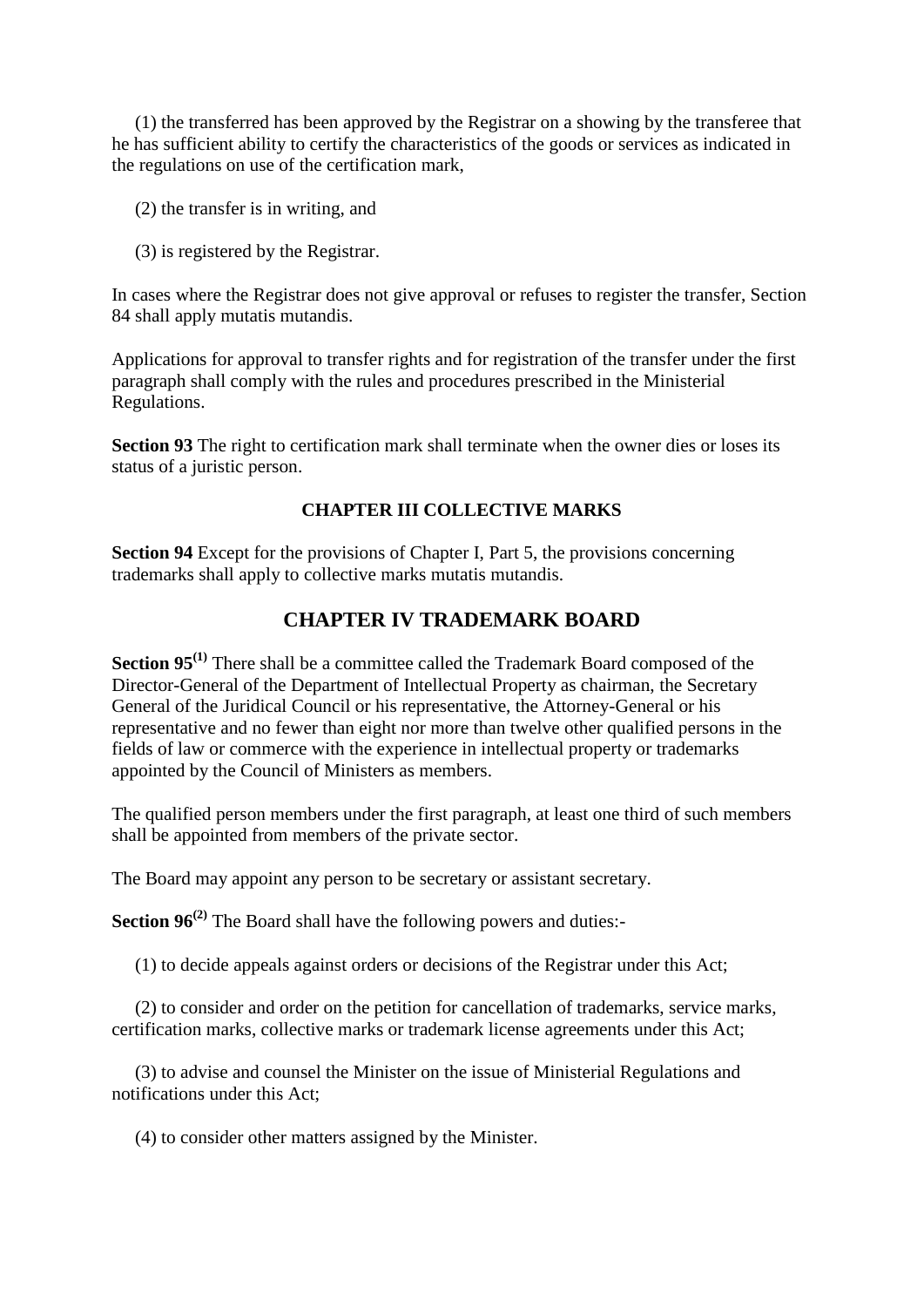(1) the transferred has been approved by the Registrar on a showing by the transferee that he has sufficient ability to certify the characteristics of the goods or services as indicated in the regulations on use of the certification mark,

(2) the transfer is in writing, and

(3) is registered by the Registrar.

In cases where the Registrar does not give approval or refuses to register the transfer, Section 84 shall apply mutatis mutandis.

Applications for approval to transfer rights and for registration of the transfer under the first paragraph shall comply with the rules and procedures prescribed in the Ministerial Regulations.

**Section 93** The right to certification mark shall terminate when the owner dies or loses its status of a juristic person.

### CHAPTER III COLLECTIVE MARKS

**Section 94** Except for the provisions of Chapter I, Part 5, the provisions concerning trademarks shall apply to collective marks mutatis mutandis.

## CHAPTER IV TRADEMARK BOARD

**Section 95**[(1)] There shall be a committee called the Trademark Board composed of the Director-General of the Department of Intellectual Property as chairman, the Secretary General of the Juridical Council or his representative, the Attorney-General or his representative and no fewer than eight nor more than twelve other qualified persons in the fields of law or commerce with the experience in intellectual property or trademarks appointed by the Council of Ministers as members.

The qualified person members under the first paragraph, at least one third of such members shall be appointed from members of the private sector.

The Board may appoint any person to be secretary or assistant secretary.

**Section 96**[(2)] The Board shall have the following powers and duties:-

(1) to decide appeals against orders or decisions of the Registrar under this Act;

(2) to consider and order on the petition for cancellation of trademarks, service marks, certification marks, collective marks or trademark license agreements under this Act;

(3) to advise and counsel the Minister on the issue of Ministerial Regulations and notifications under this Act;

(4) to consider other matters assigned by the Minister.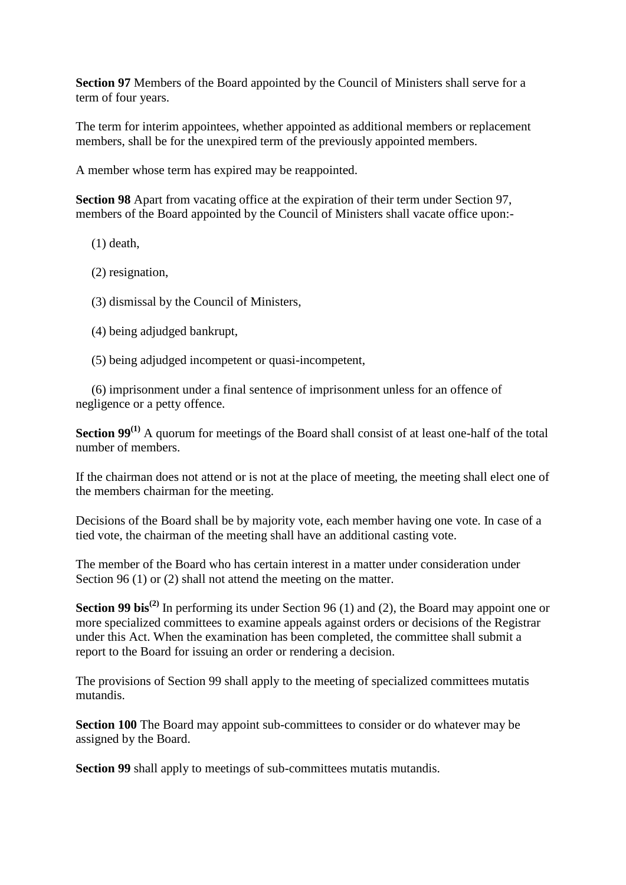**Section 97** Members of the Board appointed by the Council of Ministers shall serve for a term of four years.

The term for interim appointees, whether appointed as additional members or replacement members, shall be for the unexpired term of the previously appointed members.

A member whose term has expired may be reappointed.

**Section 98** Apart from vacating office at the expiration of their term under Section 97, members of the Board appointed by the Council of Ministers shall vacate office upon:-

(1) death,

(2) resignation,

(3) dismissal by the Council of Ministers,

(4) being adjudged bankrupt,

(5) being adjudged incompetent or quasi-incompetent,

(6) imprisonment under a final sentence of imprisonment unless for an offence of negligence or a petty offence.

**Section 99**[(1)] A quorum for meetings of the Board shall consist of at least one-half of the total number of members.

If the chairman does not attend or is not at the place of meeting, the meeting shall elect one of the members chairman for the meeting.

Decisions of the Board shall be by majority vote, each member having one vote. In case of a tied vote, the chairman of the meeting shall have an additional casting vote.

The member of the Board who has certain interest in a matter under consideration under Section 96 (1) or (2) shall not attend the meeting on the matter.

**Section 99 bis**[(2)] In performing its under Section 96 (1) and (2), the Board may appoint one or more specialized committees to examine appeals against orders or decisions of the Registrar under this Act. When the examination has been completed, the committee shall submit a report to the Board for issuing an order or rendering a decision.

The provisions of Section 99 shall apply to the meeting of specialized committees mutatis mutandis.

**Section 100** The Board may appoint sub-committees to consider or do whatever may be assigned by the Board.

**Section 99** shall apply to meetings of sub-committees mutatis mutandis.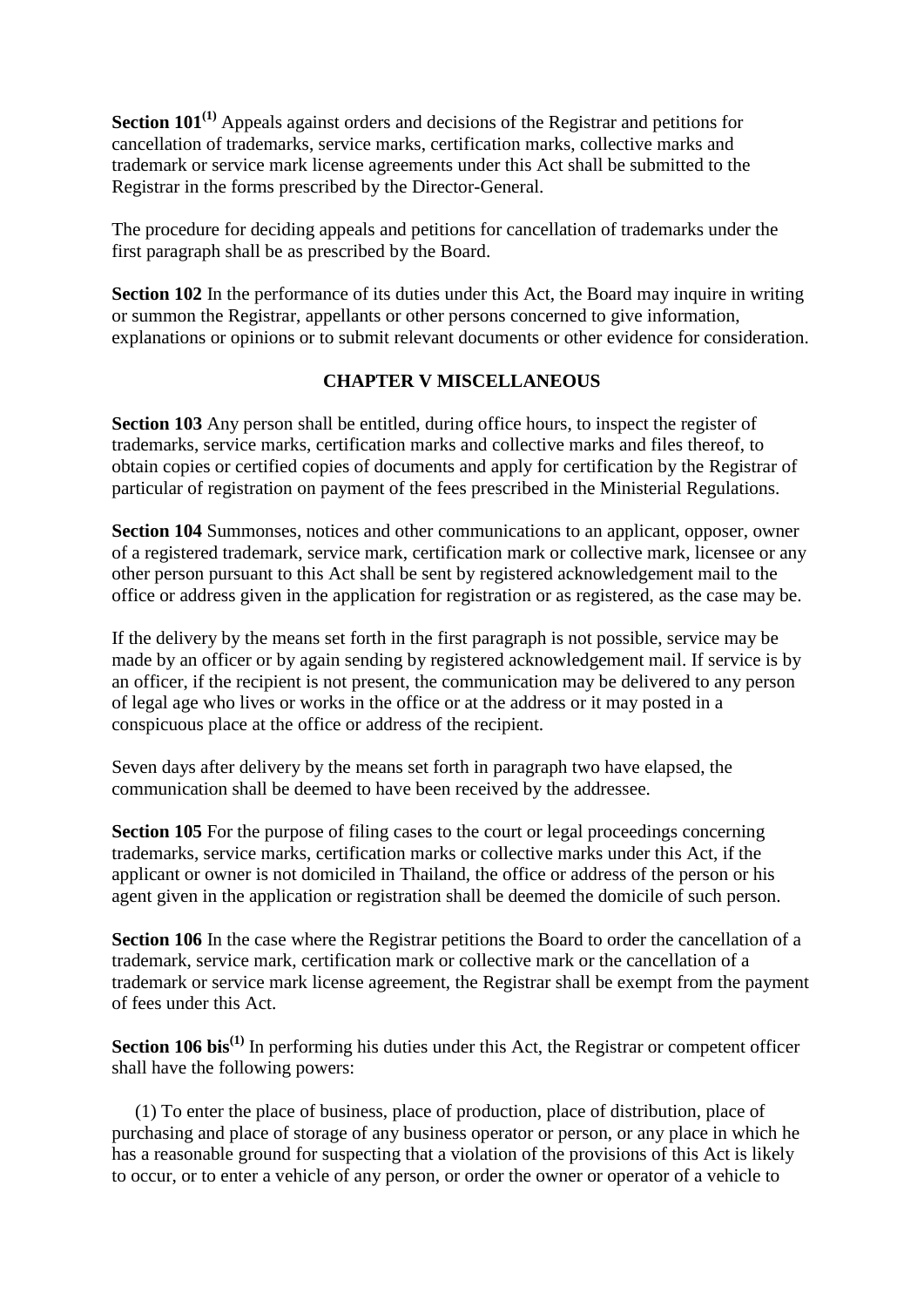**Section 101**[(1)] Appeals against orders and decisions of the Registrar and petitions for cancellation of trademarks, service marks, certification marks, collective marks and trademark or service mark license agreements under this Act shall be submitted to the Registrar in the forms prescribed by the Director-General.

The procedure for deciding appeals and petitions for cancellation of trademarks under the first paragraph shall be as prescribed by the Board.

**Section 102** In the performance of its duties under this Act, the Board may inquire in writing or summon the Registrar, appellants or other persons concerned to give information, explanations or opinions or to submit relevant documents or other evidence for consideration.

## CHAPTER V MISCELLANEOUS

**Section 103** Any person shall be entitled, during office hours, to inspect the register of trademarks, service marks, certification marks and collective marks and files thereof, to obtain copies or certified copies of documents and apply for certification by the Registrar of particular of registration on payment of the fees prescribed in the Ministerial Regulations.

**Section 104** Summonses, notices and other communications to an applicant, opposer, owner of a registered trademark, service mark, certification mark or collective mark, licensee or any other person pursuant to this Act shall be sent by registered acknowledgement mail to the office or address given in the application for registration or as registered, as the case may be.

If the delivery by the means set forth in the first paragraph is not possible, service may be made by an officer or by again sending by registered acknowledgement mail. If service is by an officer, if the recipient is not present, the communication may be delivered to any person of legal age who lives or works in the office or at the address or it may posted in a conspicuous place at the office or address of the recipient.

Seven days after delivery by the means set forth in paragraph two have elapsed, the communication shall be deemed to have been received by the addressee.

**Section 105** For the purpose of filing cases to the court or legal proceedings concerning trademarks, service marks, certification marks or collective marks under this Act, if the applicant or owner is not domiciled in Thailand, the office or address of the person or his agent given in the application or registration shall be deemed the domicile of such person.

**Section 106** In the case where the Registrar petitions the Board to order the cancellation of a trademark, service mark, certification mark or collective mark or the cancellation of a trademark or service mark license agreement, the Registrar shall be exempt from the payment of fees under this Act.

**Section 106 bis**[(1)] In performing his duties under this Act, the Registrar or competent officer shall have the following powers:

(1) To enter the place of business, place of production, place of distribution, place of purchasing and place of storage of any business operator or person, or any place in which he has a reasonable ground for suspecting that a violation of the provisions of this Act is likely to occur, or to enter a vehicle of any person, or order the owner or operator of a vehicle to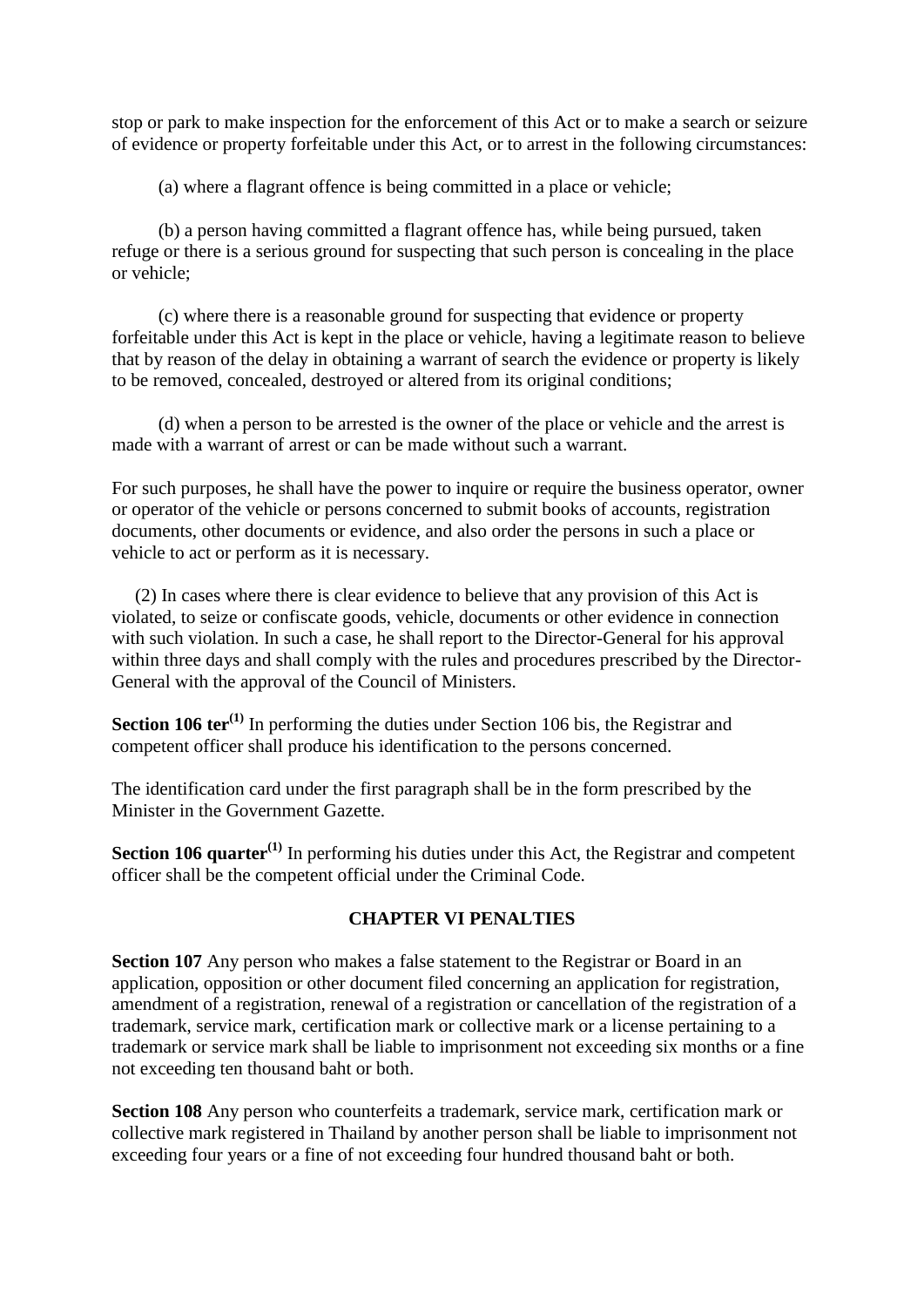stop or park to make inspection for the enforcement of this Act or to make a search or seizure of evidence or property forfeitable under this Act, or to arrest in the following circumstances:

(a) where a flagrant offence is being committed in a place or vehicle;

(b) a person having committed a flagrant offence has, while being pursued, taken refuge or there is a serious ground for suspecting that such person is concealing in the place or vehicle;

(c) where there is a reasonable ground for suspecting that evidence or property forfeitable under this Act is kept in the place or vehicle, having a legitimate reason to believe that by reason of the delay in obtaining a warrant of search the evidence or property is likely to be removed, concealed, destroyed or altered from its original conditions;

(d) when a person to be arrested is the owner of the place or vehicle and the arrest is made with a warrant of arrest or can be made without such a warrant.

For such purposes, he shall have the power to inquire or require the business operator, owner or operator of the vehicle or persons concerned to submit books of accounts, registration documents, other documents or evidence, and also order the persons in such a place or vehicle to act or perform as it is necessary.

(2) In cases where there is clear evidence to believe that any provision of this Act is violated, to seize or confiscate goods, vehicle, documents or other evidence in connection with such violation. In such a case, he shall report to the Director-General for his approval within three days and shall comply with the rules and procedures prescribed by the Director-General with the approval of the Council of Ministers.

**Section 106 ter[(1)]** In performing the duties under Section 106 bis, the Registrar and competent officer shall produce his identification to the persons concerned.

The identification card under the first paragraph shall be in the form prescribed by the Minister in the Government Gazette.

**Section 106 quarter[(1)]** In performing his duties under this Act, the Registrar and competent officer shall be the competent official under the Criminal Code.

## CHAPTER VI PENALTIES

**Section 107** Any person who makes a false statement to the Registrar or Board in an application, opposition or other document filed concerning an application for registration, amendment of a registration, renewal of a registration or cancellation of the registration of a trademark, service mark, certification mark or collective mark or a license pertaining to a trademark or service mark shall be liable to imprisonment not exceeding six months or a fine not exceeding ten thousand baht or both.

**Section 108** Any person who counterfeits a trademark, service mark, certification mark or collective mark registered in Thailand by another person shall be liable to imprisonment not exceeding four years or a fine of not exceeding four hundred thousand baht or both.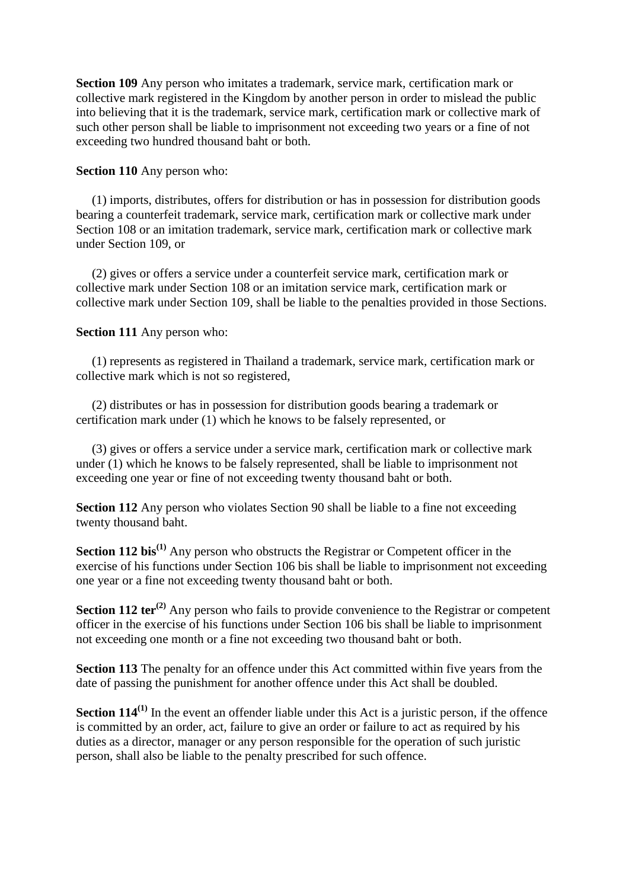**Section 109** Any person who imitates a trademark, service mark, certification mark or collective mark registered in the Kingdom by another person in order to mislead the public into believing that it is the trademark, service mark, certification mark or collective mark of such other person shall be liable to imprisonment not exceeding two years or a fine of not exceeding two hundred thousand baht or both.

**Section 110** Any person who:

(1) imports, distributes, offers for distribution or has in possession for distribution goods bearing a counterfeit trademark, service mark, certification mark or collective mark under Section 108 or an imitation trademark, service mark, certification mark or collective mark under Section 109, or

(2) gives or offers a service under a counterfeit service mark, certification mark or collective mark under Section 108 or an imitation service mark, certification mark or collective mark under Section 109, shall be liable to the penalties provided in those Sections.

**Section 111** Any person who:

(1) represents as registered in Thailand a trademark, service mark, certification mark or collective mark which is not so registered,

(2) distributes or has in possession for distribution goods bearing a trademark or certification mark under (1) which he knows to be falsely represented, or

(3) gives or offers a service under a service mark, certification mark or collective mark under (1) which he knows to be falsely represented, shall be liable to imprisonment not exceeding one year or fine of not exceeding twenty thousand baht or both.

**Section 112** Any person who violates Section 90 shall be liable to a fine not exceeding twenty thousand baht.

**Section 112 bis**[(1)] Any person who obstructs the Registrar or Competent officer in the exercise of his functions under Section 106 bis shall be liable to imprisonment not exceeding one year or a fine not exceeding twenty thousand baht or both.

**Section 112 ter**[(2)] Any person who fails to provide convenience to the Registrar or competent officer in the exercise of his functions under Section 106 bis shall be liable to imprisonment not exceeding one month or a fine not exceeding two thousand baht or both.

**Section 113** The penalty for an offence under this Act committed within five years from the date of passing the punishment for another offence under this Act shall be doubled.

**Section 114**[(1)] In the event an offender liable under this Act is a juristic person, if the offence is committed by an order, act, failure to give an order or failure to act as required by his duties as a director, manager or any person responsible for the operation of such juristic person, shall also be liable to the penalty prescribed for such offence.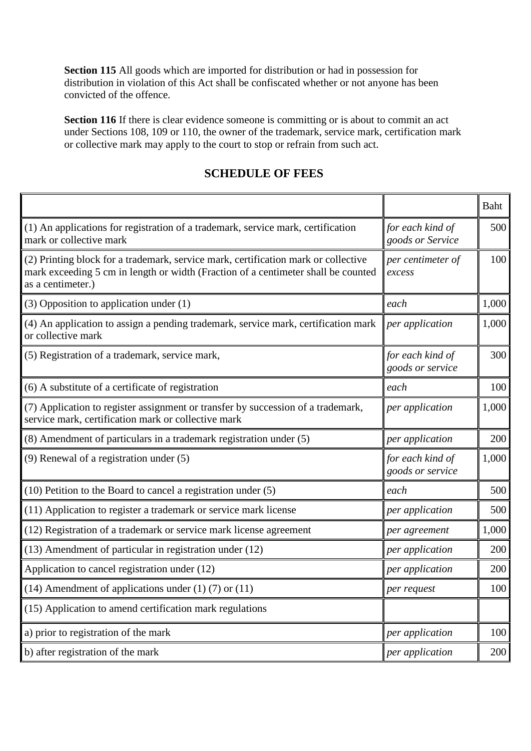**Section 115** All goods which are imported for distribution or had in possession for distribution in violation of this Act shall be confiscated whether or not anyone has been convicted of the offence.

**Section 116** If there is clear evidence someone is committing or is about to commit an act under Sections 108, 109 or 110, the owner of the trademark, service mark, certification mark or collective mark may apply to the court to stop or refrain from such act.

## SCHEDULE OF FEES

| | | Baht |
|---|---|---|
| (1) An applications for registration of a trademark, service mark, certification mark or collective mark | *for each kind of goods or Service* | 500 |
| (2) Printing block for a trademark, service mark, certification mark or collective mark exceeding 5 cm in length or width (Fraction of a centimeter shall be counted as a centimeter.) | *per centimeter of excess* | 100 |
| (3) Opposition to application under (1) | *each* | 1,000 |
| (4) An application to assign a pending trademark, service mark, certification mark or collective mark | *per application* | 1,000 |
| (5) Registration of a trademark, service mark, | *for each kind of goods or service* | 300 |
| (6) A substitute of a certificate of registration | *each* | 100 |
| (7) Application to register assignment or transfer by succession of a trademark, service mark, certification mark or collective mark | *per application* | 1,000 |
| (8) Amendment of particulars in a trademark registration under (5) | *per application* | 200 |
| (9) Renewal of a registration under (5) | *for each kind of goods or service* | 1,000 |
| (10) Petition to the Board to cancel a registration under (5) | *each* | 500 |
| (11) Application to register a trademark or service mark license | *per application* | 500 |
| (12) Registration of a trademark or service mark license agreement | *per agreement* | 1,000 |
| (13) Amendment of particular in registration under (12) | *per application* | 200 |
| Application to cancel registration under (12) | *per application* | 200 |
| (14) Amendment of applications under (1) (7) or (11) | *per request* | 100 |
| (15) Application to amend certification mark regulations | | |
| a) prior to registration of the mark | *per application* | 100 |
| b) after registration of the mark | *per application* | 200 |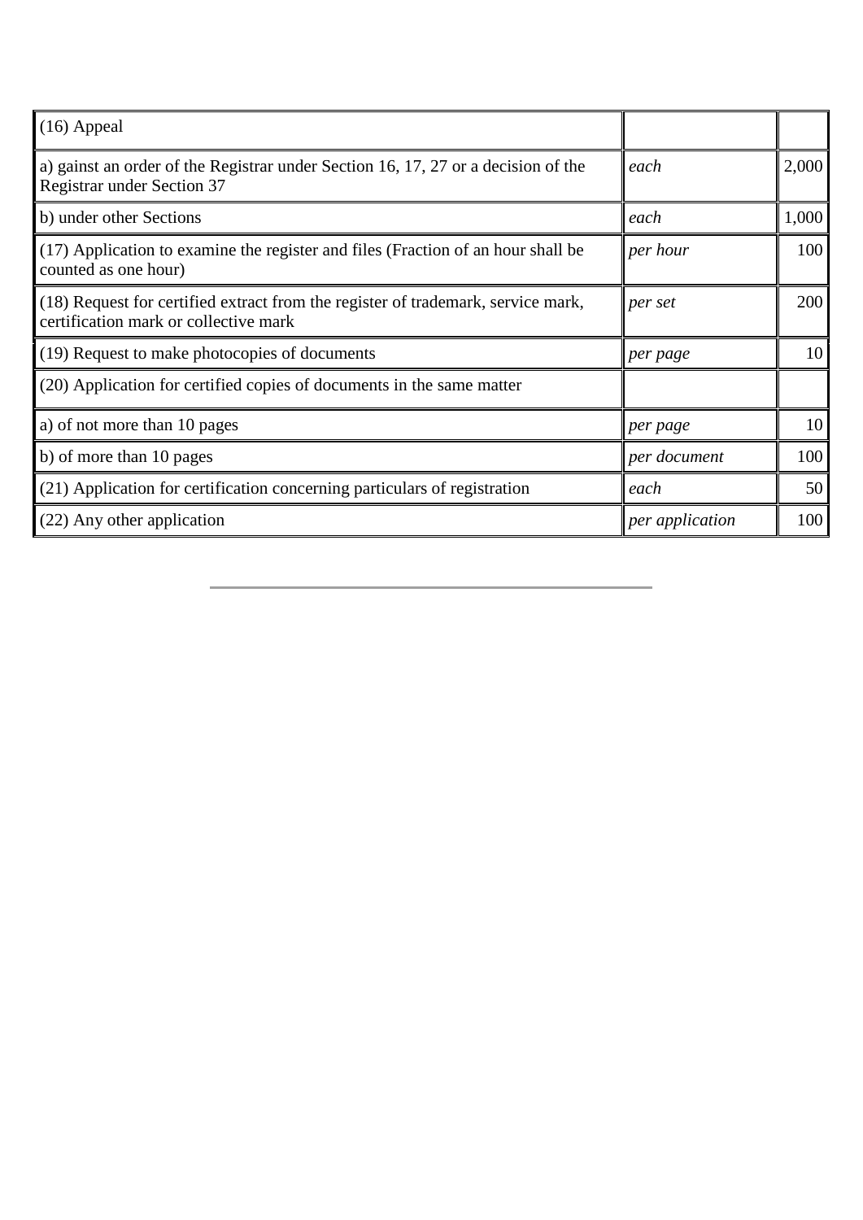| | | |
|---|---|---|
| (16) Appeal | | |
| a) gainst an order of the Registrar under Section 16, 17, 27 or a decision of the Registrar under Section 37 | *each* | 2,000 |
| b) under other Sections | *each* | 1,000 |
| (17) Application to examine the register and files (Fraction of an hour shall be counted as one hour) | *per hour* | 100 |
| (18) Request for certified extract from the register of trademark, service mark, certification mark or collective mark | *per set* | 200 |
| (19) Request to make photocopies of documents | *per page* | 10 |
| (20) Application for certified copies of documents in the same matter | | |
| a) of not more than 10 pages | *per page* | 10 |
| b) of more than 10 pages | *per document* | 100 |
| (21) Application for certification concerning particulars of registration | *each* | 50 |
| (22) Any other application | *per application* | 100 |